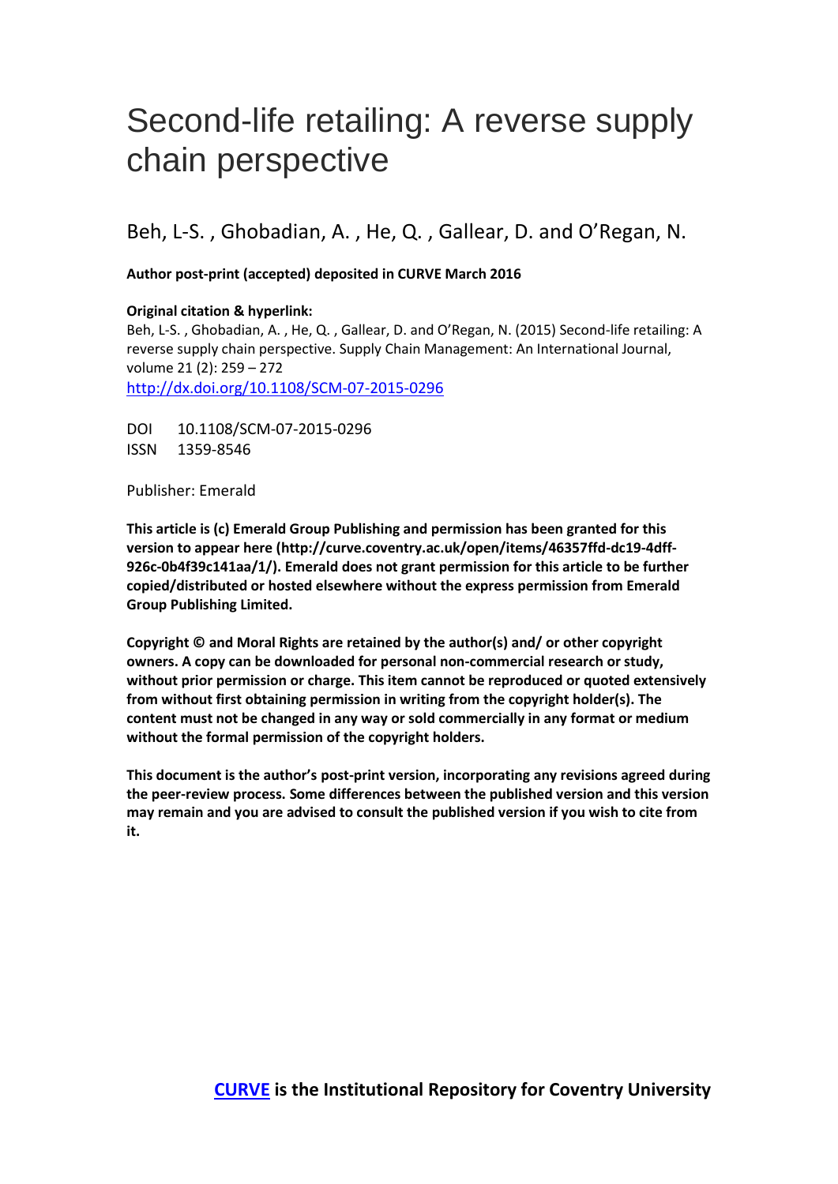# Second-life retailing: A reverse supply chain perspective

Beh, L-S. , Ghobadian, A. , He, Q. , Gallear, D. and O'Regan, N.

**Author post-print (accepted) deposited in CURVE March 2016**

**Original citation & hyperlink:**

Beh, L-S. , Ghobadian, A. , He, Q. , Gallear, D. and O'Regan, N. (2015) Second-life retailing: A reverse supply chain perspective. Supply Chain Management: An International Journal, volume 21 (2): 259 – 272

[http://dx.doi.org/10.1108/SCM-07-2015-0296](http://dx.doi.org/10.1108/SCM-07-2015-0296)

DOI 10.1108/SCM-07-2015-0296

ISSN 1359-8546

Publisher: Emerald

**This article is (c) Emerald Group Publishing and permission has been granted for this version to appear here (http://curve.coventry.ac.uk/open/items/46357ffd-dc19-4dff-926c-0b4f39c141aa/1/). Emerald does not grant permission for this article to be further copied/distributed or hosted elsewhere without the express permission from Emerald Group Publishing Limited.**

**Copyright © and Moral Rights are retained by the author(s) and/ or other copyright owners. A copy can be downloaded for personal non-commercial research or study, without prior permission or charge. This item cannot be reproduced or quoted extensively from without first obtaining permission in writing from the copyright holder(s). The content must not be changed in any way or sold commercially in any format or medium without the formal permission of the copyright holders.**

**This document is the author's post-print version, incorporating any revisions agreed during the peer-review process. Some differences between the published version and this version may remain and you are advised to consult the published version if you wish to cite from it.**

**CURVE is the Institutional Repository for Coventry University**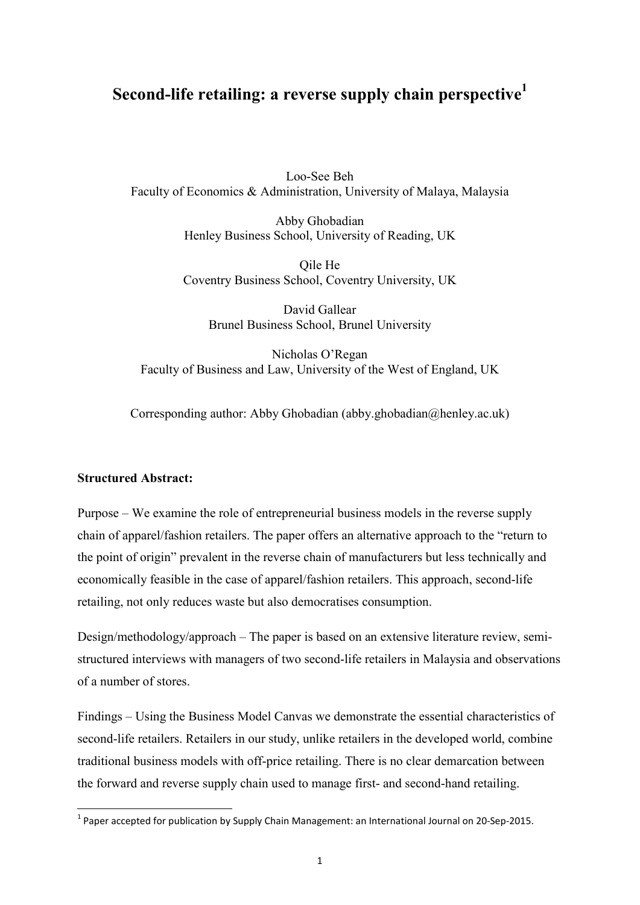# Second-life retailing: a reverse supply chain perspective[1]

Loo-See Beh
Faculty of Economics & Administration, University of Malaya, Malaysia

Abby Ghobadian
Henley Business School, University of Reading, UK

Qile He
Coventry Business School, Coventry University, UK

David Gallear
Brunel Business School, Brunel University

Nicholas O'Regan
Faculty of Business and Law, University of the West of England, UK

Corresponding author: Abby Ghobadian (abby.ghobadian@henley.ac.uk)

**Structured Abstract:**

Purpose – We examine the role of entrepreneurial business models in the reverse supply chain of apparel/fashion retailers. The paper offers an alternative approach to the "return to the point of origin" prevalent in the reverse chain of manufacturers but less technically and economically feasible in the case of apparel/fashion retailers. This approach, second-life retailing, not only reduces waste but also democratises consumption.

Design/methodology/approach – The paper is based on an extensive literature review, semi-structured interviews with managers of two second-life retailers in Malaysia and observations of a number of stores.

Findings – Using the Business Model Canvas we demonstrate the essential characteristics of second-life retailers. Retailers in our study, unlike retailers in the developed world, combine traditional business models with off-price retailing. There is no clear demarcation between the forward and reverse supply chain used to manage first- and second-hand retailing.

[1] Paper accepted for publication by Supply Chain Management: an International Journal on 20-Sep-2015.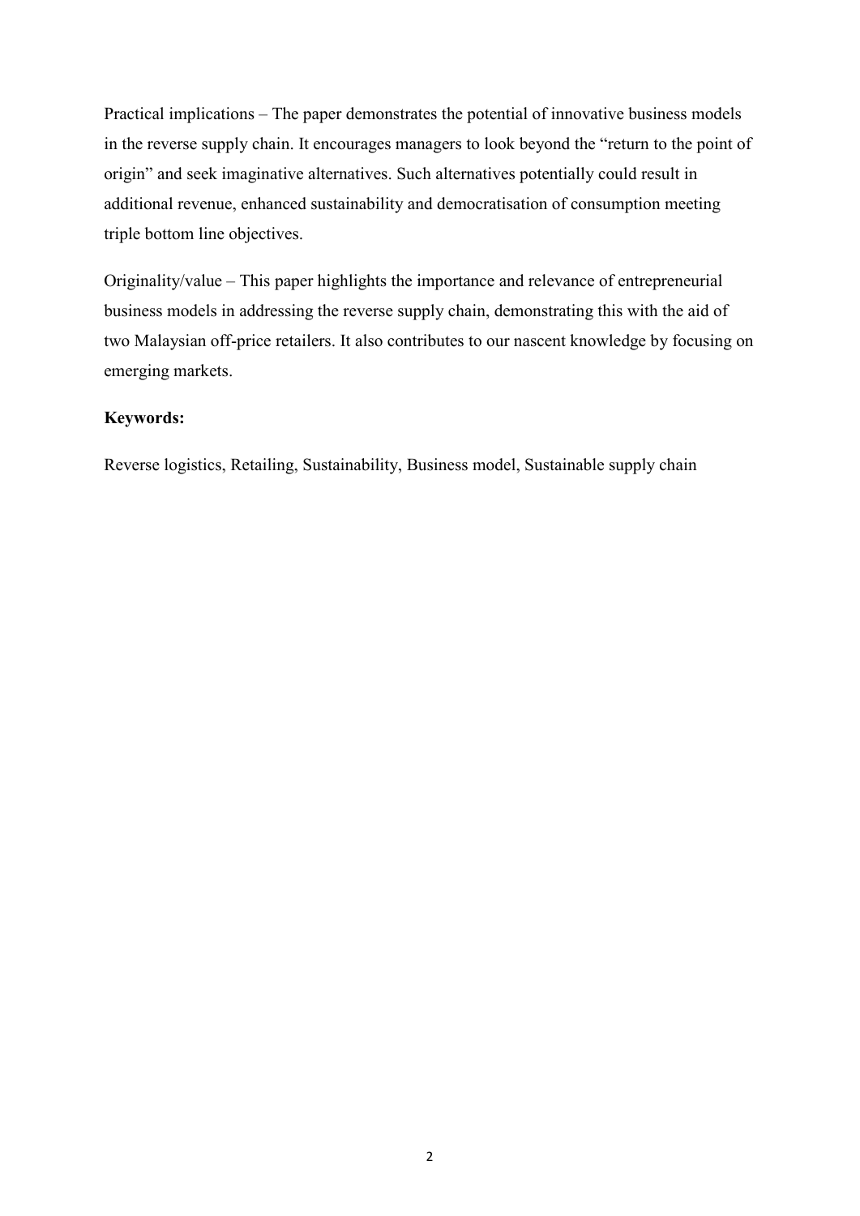Practical implications – The paper demonstrates the potential of innovative business models in the reverse supply chain. It encourages managers to look beyond the "return to the point of origin" and seek imaginative alternatives. Such alternatives potentially could result in additional revenue, enhanced sustainability and democratisation of consumption meeting triple bottom line objectives.

Originality/value – This paper highlights the importance and relevance of entrepreneurial business models in addressing the reverse supply chain, demonstrating this with the aid of two Malaysian off-price retailers. It also contributes to our nascent knowledge by focusing on emerging markets.

**Keywords:**

Reverse logistics, Retailing, Sustainability, Business model, Sustainable supply chain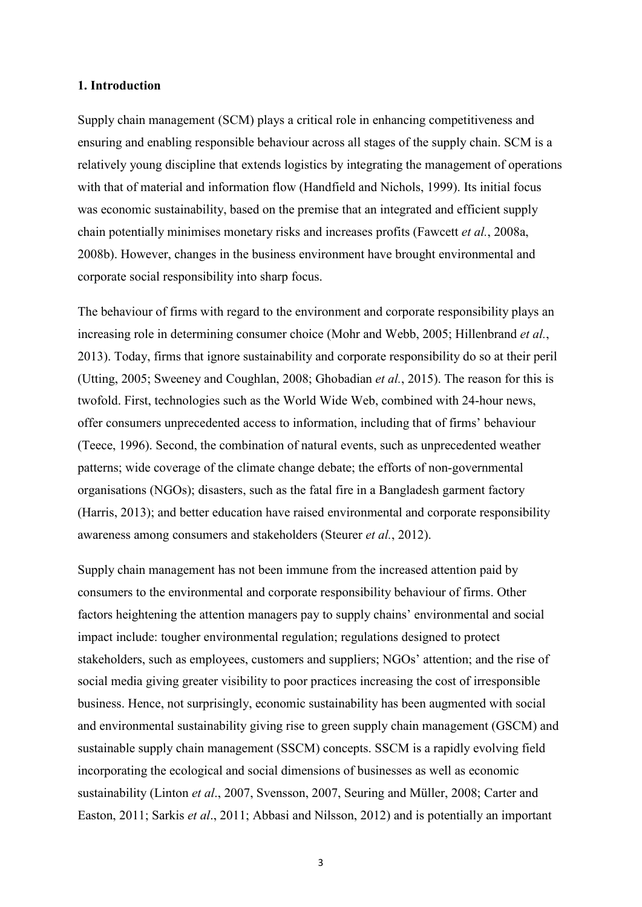## 1. Introduction

Supply chain management (SCM) plays a critical role in enhancing competitiveness and ensuring and enabling responsible behaviour across all stages of the supply chain. SCM is a relatively young discipline that extends logistics by integrating the management of operations with that of material and information flow (Handfield and Nichols, 1999). Its initial focus was economic sustainability, based on the premise that an integrated and efficient supply chain potentially minimises monetary risks and increases profits (Fawcett *et al.*, 2008a, 2008b). However, changes in the business environment have brought environmental and corporate social responsibility into sharp focus.

The behaviour of firms with regard to the environment and corporate responsibility plays an increasing role in determining consumer choice (Mohr and Webb, 2005; Hillenbrand *et al.*, 2013). Today, firms that ignore sustainability and corporate responsibility do so at their peril (Utting, 2005; Sweeney and Coughlan, 2008; Ghobadian *et al.*, 2015). The reason for this is twofold. First, technologies such as the World Wide Web, combined with 24-hour news, offer consumers unprecedented access to information, including that of firms' behaviour (Teece, 1996). Second, the combination of natural events, such as unprecedented weather patterns; wide coverage of the climate change debate; the efforts of non-governmental organisations (NGOs); disasters, such as the fatal fire in a Bangladesh garment factory (Harris, 2013); and better education have raised environmental and corporate responsibility awareness among consumers and stakeholders (Steurer *et al.*, 2012).

Supply chain management has not been immune from the increased attention paid by consumers to the environmental and corporate responsibility behaviour of firms. Other factors heightening the attention managers pay to supply chains' environmental and social impact include: tougher environmental regulation; regulations designed to protect stakeholders, such as employees, customers and suppliers; NGOs' attention; and the rise of social media giving greater visibility to poor practices increasing the cost of irresponsible business. Hence, not surprisingly, economic sustainability has been augmented with social and environmental sustainability giving rise to green supply chain management (GSCM) and sustainable supply chain management (SSCM) concepts. SSCM is a rapidly evolving field incorporating the ecological and social dimensions of businesses as well as economic sustainability (Linton *et al*., 2007, Svensson, 2007, Seuring and Müller, 2008; Carter and Easton, 2011; Sarkis *et al*., 2011; Abbasi and Nilsson, 2012) and is potentially an important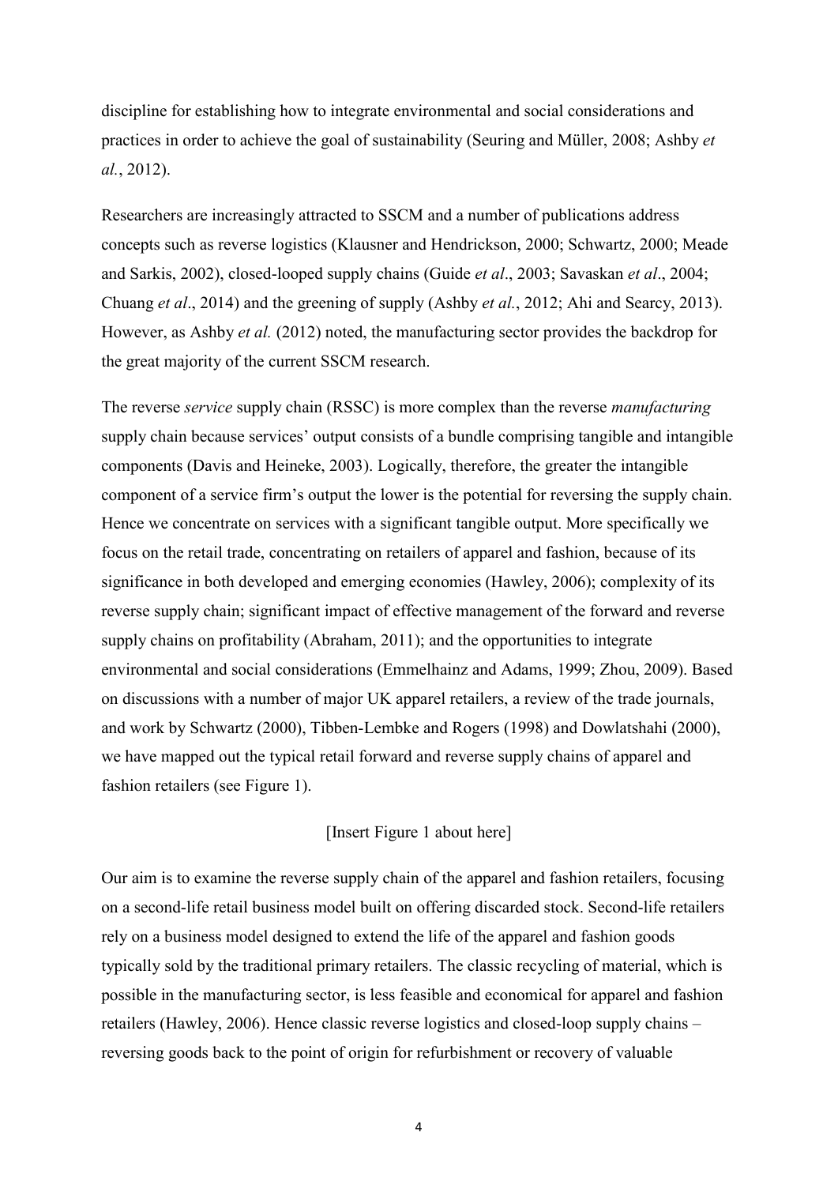discipline for establishing how to integrate environmental and social considerations and practices in order to achieve the goal of sustainability (Seuring and Müller, 2008; Ashby *et al.*, 2012).

Researchers are increasingly attracted to SSCM and a number of publications address concepts such as reverse logistics (Klausner and Hendrickson, 2000; Schwartz, 2000; Meade and Sarkis, 2002), closed-looped supply chains (Guide *et al*., 2003; Savaskan *et al*., 2004; Chuang *et al*., 2014) and the greening of supply (Ashby *et al.*, 2012; Ahi and Searcy, 2013). However, as Ashby *et al.* (2012) noted, the manufacturing sector provides the backdrop for the great majority of the current SSCM research.

The reverse *service* supply chain (RSSC) is more complex than the reverse *manufacturing* supply chain because services' output consists of a bundle comprising tangible and intangible components (Davis and Heineke, 2003). Logically, therefore, the greater the intangible component of a service firm's output the lower is the potential for reversing the supply chain. Hence we concentrate on services with a significant tangible output. More specifically we focus on the retail trade, concentrating on retailers of apparel and fashion, because of its significance in both developed and emerging economies (Hawley, 2006); complexity of its reverse supply chain; significant impact of effective management of the forward and reverse supply chains on profitability (Abraham, 2011); and the opportunities to integrate environmental and social considerations (Emmelhainz and Adams, 1999; Zhou, 2009). Based on discussions with a number of major UK apparel retailers, a review of the trade journals, and work by Schwartz (2000), Tibben-Lembke and Rogers (1998) and Dowlatshahi (2000), we have mapped out the typical retail forward and reverse supply chains of apparel and fashion retailers (see Figure 1).

[Insert Figure 1 about here]

Our aim is to examine the reverse supply chain of the apparel and fashion retailers, focusing on a second-life retail business model built on offering discarded stock. Second-life retailers rely on a business model designed to extend the life of the apparel and fashion goods typically sold by the traditional primary retailers. The classic recycling of material, which is possible in the manufacturing sector, is less feasible and economical for apparel and fashion retailers (Hawley, 2006). Hence classic reverse logistics and closed-loop supply chains – reversing goods back to the point of origin for refurbishment or recovery of valuable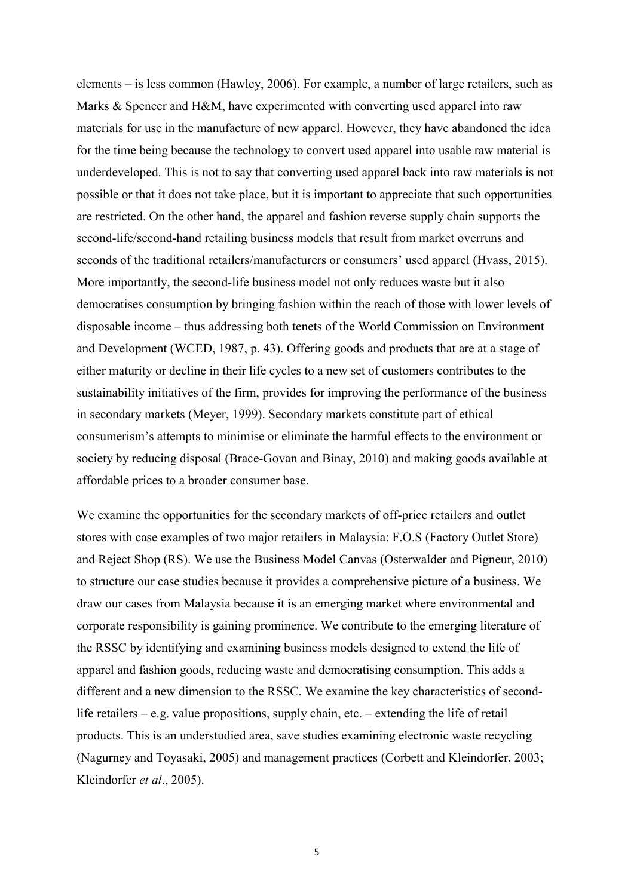elements – is less common (Hawley, 2006). For example, a number of large retailers, such as Marks & Spencer and H&M, have experimented with converting used apparel into raw materials for use in the manufacture of new apparel. However, they have abandoned the idea for the time being because the technology to convert used apparel into usable raw material is underdeveloped. This is not to say that converting used apparel back into raw materials is not possible or that it does not take place, but it is important to appreciate that such opportunities are restricted. On the other hand, the apparel and fashion reverse supply chain supports the second-life/second-hand retailing business models that result from market overruns and seconds of the traditional retailers/manufacturers or consumers' used apparel (Hvass, 2015). More importantly, the second-life business model not only reduces waste but it also democratises consumption by bringing fashion within the reach of those with lower levels of disposable income – thus addressing both tenets of the World Commission on Environment and Development (WCED, 1987, p. 43). Offering goods and products that are at a stage of either maturity or decline in their life cycles to a new set of customers contributes to the sustainability initiatives of the firm, provides for improving the performance of the business in secondary markets (Meyer, 1999). Secondary markets constitute part of ethical consumerism's attempts to minimise or eliminate the harmful effects to the environment or society by reducing disposal (Brace-Govan and Binay, 2010) and making goods available at affordable prices to a broader consumer base.

We examine the opportunities for the secondary markets of off-price retailers and outlet stores with case examples of two major retailers in Malaysia: F.O.S (Factory Outlet Store) and Reject Shop (RS). We use the Business Model Canvas (Osterwalder and Pigneur, 2010) to structure our case studies because it provides a comprehensive picture of a business. We draw our cases from Malaysia because it is an emerging market where environmental and corporate responsibility is gaining prominence. We contribute to the emerging literature of the RSSC by identifying and examining business models designed to extend the life of apparel and fashion goods, reducing waste and democratising consumption. This adds a different and a new dimension to the RSSC. We examine the key characteristics of second-life retailers – e.g. value propositions, supply chain, etc. – extending the life of retail products. This is an understudied area, save studies examining electronic waste recycling (Nagurney and Toyasaki, 2005) and management practices (Corbett and Kleindorfer, 2003; Kleindorfer *et al*., 2005).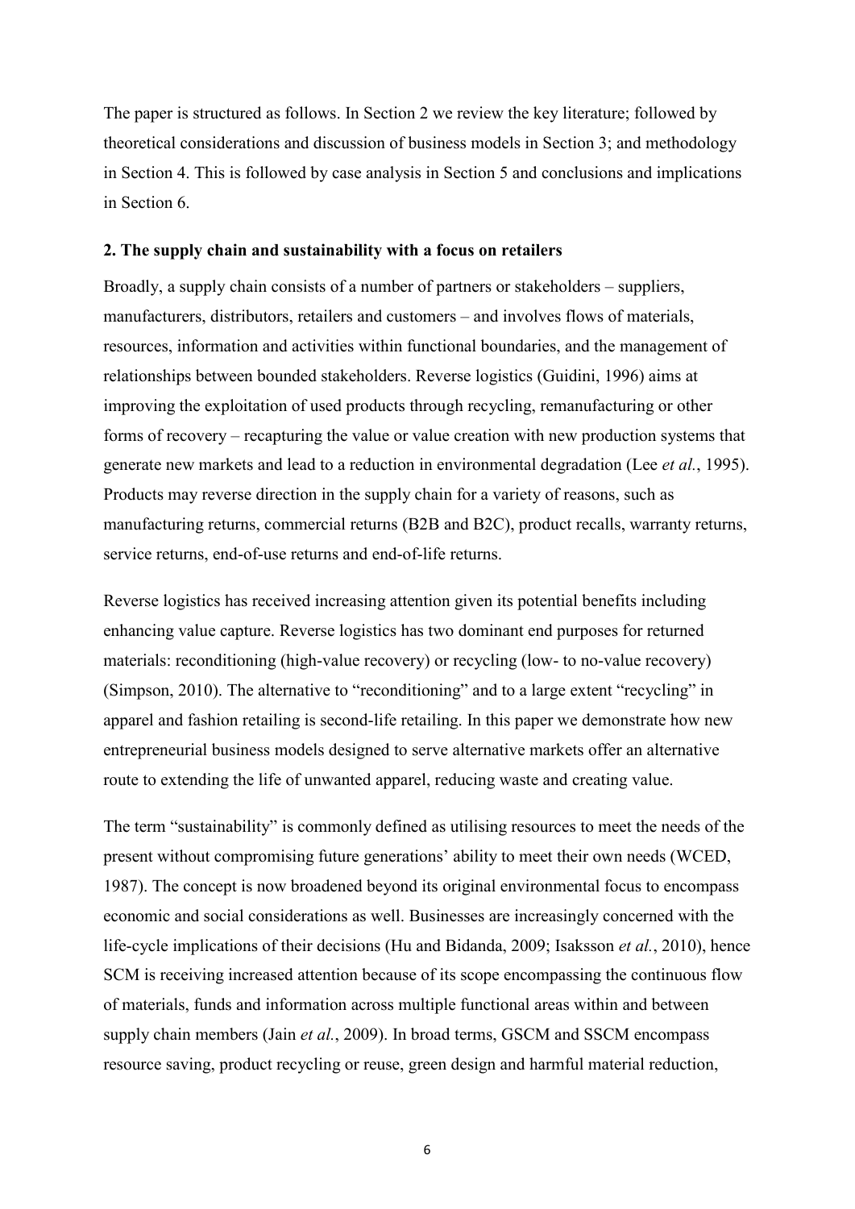The paper is structured as follows. In Section 2 we review the key literature; followed by theoretical considerations and discussion of business models in Section 3; and methodology in Section 4. This is followed by case analysis in Section 5 and conclusions and implications in Section 6.

## 2. The supply chain and sustainability with a focus on retailers

Broadly, a supply chain consists of a number of partners or stakeholders – suppliers, manufacturers, distributors, retailers and customers – and involves flows of materials, resources, information and activities within functional boundaries, and the management of relationships between bounded stakeholders. Reverse logistics (Guidini, 1996) aims at improving the exploitation of used products through recycling, remanufacturing or other forms of recovery – recapturing the value or value creation with new production systems that generate new markets and lead to a reduction in environmental degradation (Lee *et al.*, 1995). Products may reverse direction in the supply chain for a variety of reasons, such as manufacturing returns, commercial returns (B2B and B2C), product recalls, warranty returns, service returns, end-of-use returns and end-of-life returns.

Reverse logistics has received increasing attention given its potential benefits including enhancing value capture. Reverse logistics has two dominant end purposes for returned materials: reconditioning (high-value recovery) or recycling (low- to no-value recovery) (Simpson, 2010). The alternative to "reconditioning" and to a large extent "recycling" in apparel and fashion retailing is second-life retailing. In this paper we demonstrate how new entrepreneurial business models designed to serve alternative markets offer an alternative route to extending the life of unwanted apparel, reducing waste and creating value.

The term "sustainability" is commonly defined as utilising resources to meet the needs of the present without compromising future generations' ability to meet their own needs (WCED, 1987). The concept is now broadened beyond its original environmental focus to encompass economic and social considerations as well. Businesses are increasingly concerned with the life-cycle implications of their decisions (Hu and Bidanda, 2009; Isaksson *et al.*, 2010), hence SCM is receiving increased attention because of its scope encompassing the continuous flow of materials, funds and information across multiple functional areas within and between supply chain members (Jain *et al.*, 2009). In broad terms, GSCM and SSCM encompass resource saving, product recycling or reuse, green design and harmful material reduction,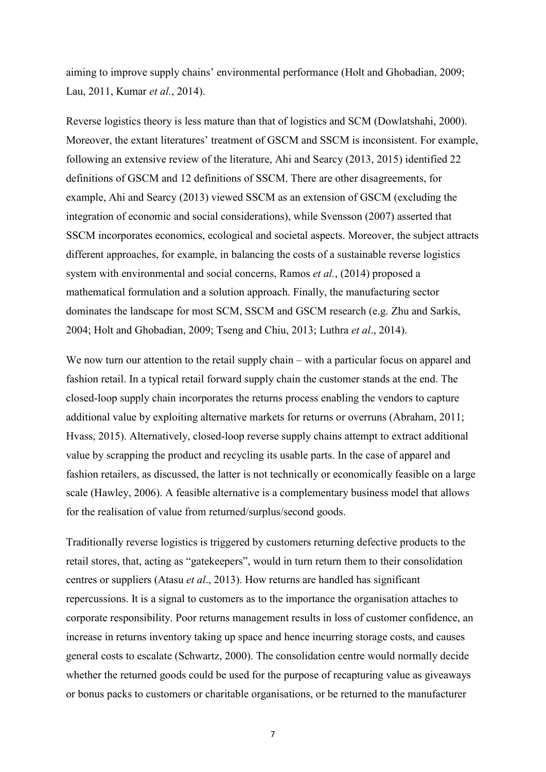aiming to improve supply chains' environmental performance (Holt and Ghobadian, 2009; Lau, 2011, Kumar *et al.*, 2014).

Reverse logistics theory is less mature than that of logistics and SCM (Dowlatshahi, 2000). Moreover, the extant literatures' treatment of GSCM and SSCM is inconsistent. For example, following an extensive review of the literature, Ahi and Searcy (2013, 2015) identified 22 definitions of GSCM and 12 definitions of SSCM. There are other disagreements, for example, Ahi and Searcy (2013) viewed SSCM as an extension of GSCM (excluding the integration of economic and social considerations), while Svensson (2007) asserted that SSCM incorporates economics, ecological and societal aspects. Moreover, the subject attracts different approaches, for example, in balancing the costs of a sustainable reverse logistics system with environmental and social concerns, Ramos *et al.*, (2014) proposed a mathematical formulation and a solution approach. Finally, the manufacturing sector dominates the landscape for most SCM, SSCM and GSCM research (e.g. Zhu and Sarkis, 2004; Holt and Ghobadian, 2009; Tseng and Chiu, 2013; Luthra *et al*., 2014).

We now turn our attention to the retail supply chain – with a particular focus on apparel and fashion retail. In a typical retail forward supply chain the customer stands at the end. The closed-loop supply chain incorporates the returns process enabling the vendors to capture additional value by exploiting alternative markets for returns or overruns (Abraham, 2011; Hvass, 2015). Alternatively, closed-loop reverse supply chains attempt to extract additional value by scrapping the product and recycling its usable parts. In the case of apparel and fashion retailers, as discussed, the latter is not technically or economically feasible on a large scale (Hawley, 2006). A feasible alternative is a complementary business model that allows for the realisation of value from returned/surplus/second goods.

Traditionally reverse logistics is triggered by customers returning defective products to the retail stores, that, acting as "gatekeepers", would in turn return them to their consolidation centres or suppliers (Atasu *et al*., 2013). How returns are handled has significant repercussions. It is a signal to customers as to the importance the organisation attaches to corporate responsibility. Poor returns management results in loss of customer confidence, an increase in returns inventory taking up space and hence incurring storage costs, and causes general costs to escalate (Schwartz, 2000). The consolidation centre would normally decide whether the returned goods could be used for the purpose of recapturing value as giveaways or bonus packs to customers or charitable organisations, or be returned to the manufacturer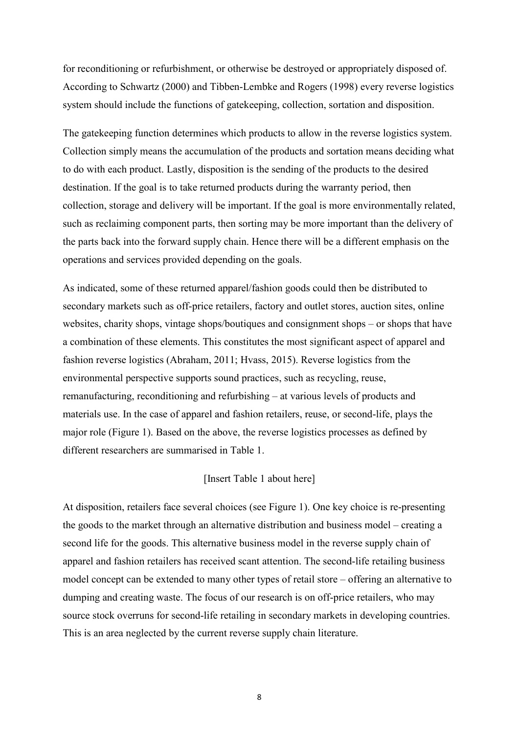for reconditioning or refurbishment, or otherwise be destroyed or appropriately disposed of. According to Schwartz (2000) and Tibben-Lembke and Rogers (1998) every reverse logistics system should include the functions of gatekeeping, collection, sortation and disposition.

The gatekeeping function determines which products to allow in the reverse logistics system. Collection simply means the accumulation of the products and sortation means deciding what to do with each product. Lastly, disposition is the sending of the products to the desired destination. If the goal is to take returned products during the warranty period, then collection, storage and delivery will be important. If the goal is more environmentally related, such as reclaiming component parts, then sorting may be more important than the delivery of the parts back into the forward supply chain. Hence there will be a different emphasis on the operations and services provided depending on the goals.

As indicated, some of these returned apparel/fashion goods could then be distributed to secondary markets such as off-price retailers, factory and outlet stores, auction sites, online websites, charity shops, vintage shops/boutiques and consignment shops – or shops that have a combination of these elements. This constitutes the most significant aspect of apparel and fashion reverse logistics (Abraham, 2011; Hvass, 2015). Reverse logistics from the environmental perspective supports sound practices, such as recycling, reuse, remanufacturing, reconditioning and refurbishing – at various levels of products and materials use. In the case of apparel and fashion retailers, reuse, or second-life, plays the major role (Figure 1). Based on the above, the reverse logistics processes as defined by different researchers are summarised in Table 1.

[Insert Table 1 about here]

At disposition, retailers face several choices (see Figure 1). One key choice is re-presenting the goods to the market through an alternative distribution and business model – creating a second life for the goods. This alternative business model in the reverse supply chain of apparel and fashion retailers has received scant attention. The second-life retailing business model concept can be extended to many other types of retail store – offering an alternative to dumping and creating waste. The focus of our research is on off-price retailers, who may source stock overruns for second-life retailing in secondary markets in developing countries. This is an area neglected by the current reverse supply chain literature.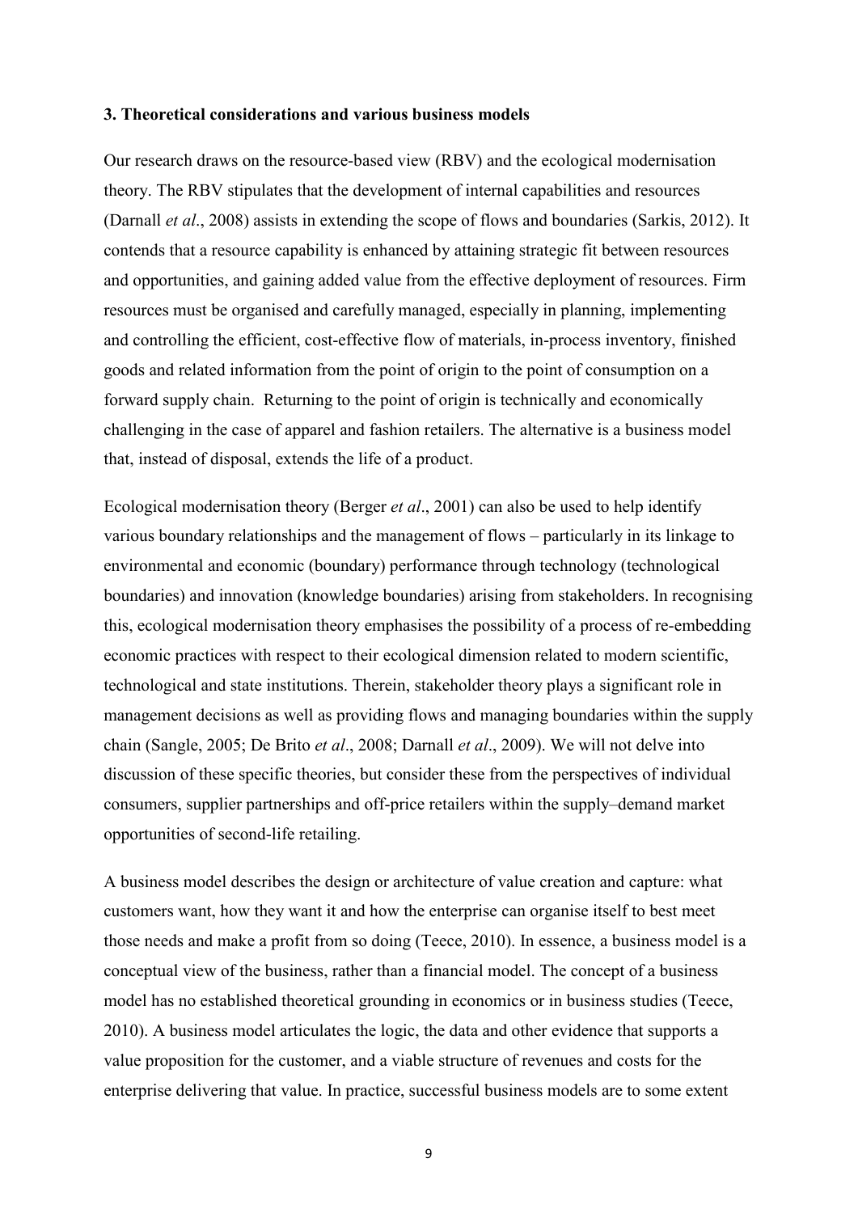### 3. Theoretical considerations and various business models

Our research draws on the resource-based view (RBV) and the ecological modernisation theory. The RBV stipulates that the development of internal capabilities and resources (Darnall *et al*., 2008) assists in extending the scope of flows and boundaries (Sarkis, 2012). It contends that a resource capability is enhanced by attaining strategic fit between resources and opportunities, and gaining added value from the effective deployment of resources. Firm resources must be organised and carefully managed, especially in planning, implementing and controlling the efficient, cost-effective flow of materials, in-process inventory, finished goods and related information from the point of origin to the point of consumption on a forward supply chain. Returning to the point of origin is technically and economically challenging in the case of apparel and fashion retailers. The alternative is a business model that, instead of disposal, extends the life of a product.

Ecological modernisation theory (Berger *et al*., 2001) can also be used to help identify various boundary relationships and the management of flows – particularly in its linkage to environmental and economic (boundary) performance through technology (technological boundaries) and innovation (knowledge boundaries) arising from stakeholders. In recognising this, ecological modernisation theory emphasises the possibility of a process of re-embedding economic practices with respect to their ecological dimension related to modern scientific, technological and state institutions. Therein, stakeholder theory plays a significant role in management decisions as well as providing flows and managing boundaries within the supply chain (Sangle, 2005; De Brito *et al*., 2008; Darnall *et al*., 2009). We will not delve into discussion of these specific theories, but consider these from the perspectives of individual consumers, supplier partnerships and off-price retailers within the supply–demand market opportunities of second-life retailing.

A business model describes the design or architecture of value creation and capture: what customers want, how they want it and how the enterprise can organise itself to best meet those needs and make a profit from so doing (Teece, 2010). In essence, a business model is a conceptual view of the business, rather than a financial model. The concept of a business model has no established theoretical grounding in economics or in business studies (Teece, 2010). A business model articulates the logic, the data and other evidence that supports a value proposition for the customer, and a viable structure of revenues and costs for the enterprise delivering that value. In practice, successful business models are to some extent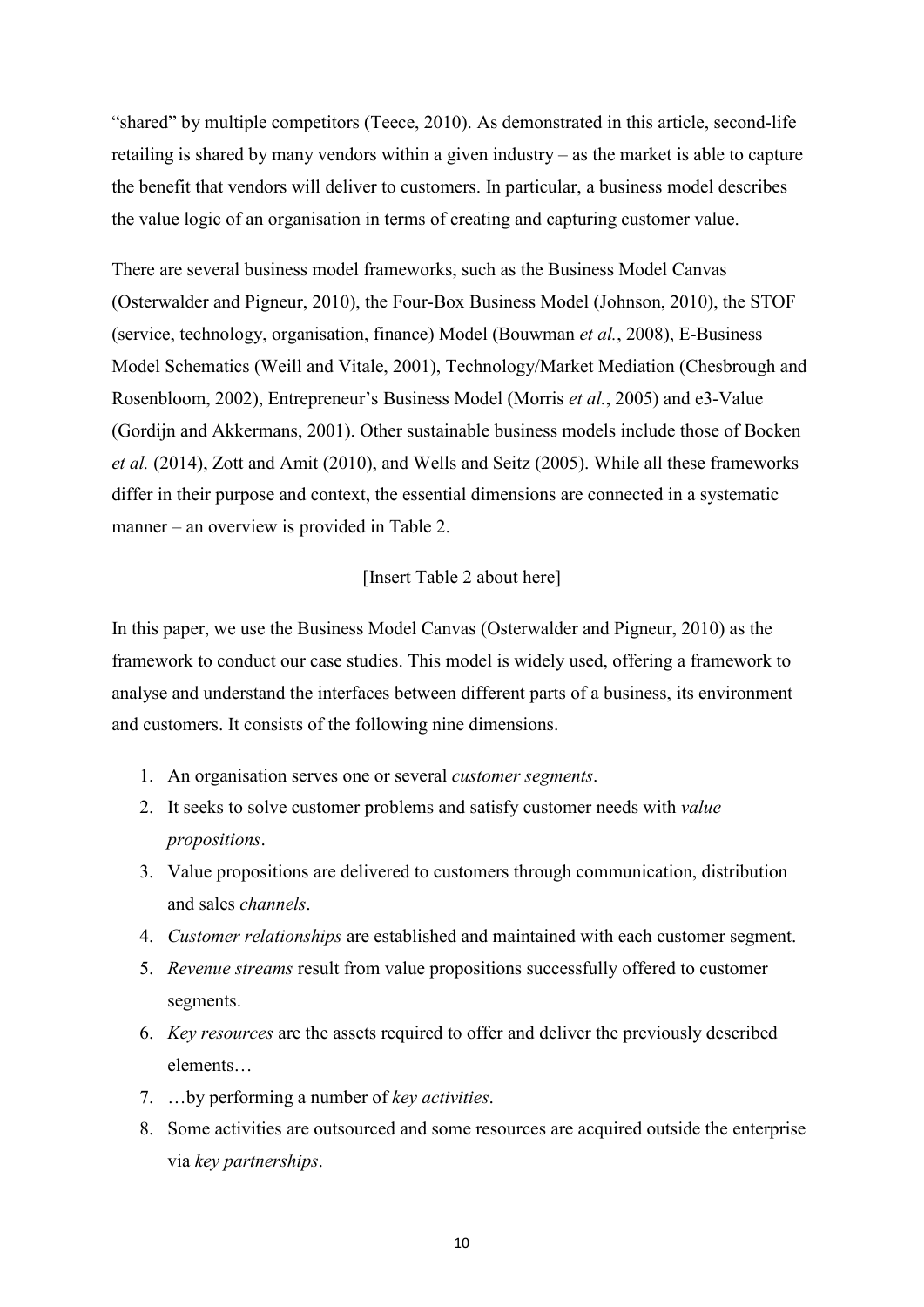"shared" by multiple competitors (Teece, 2010). As demonstrated in this article, second-life retailing is shared by many vendors within a given industry – as the market is able to capture the benefit that vendors will deliver to customers. In particular, a business model describes the value logic of an organisation in terms of creating and capturing customer value.

There are several business model frameworks, such as the Business Model Canvas (Osterwalder and Pigneur, 2010), the Four-Box Business Model (Johnson, 2010), the STOF (service, technology, organisation, finance) Model (Bouwman *et al.*, 2008), E-Business Model Schematics (Weill and Vitale, 2001), Technology/Market Mediation (Chesbrough and Rosenbloom, 2002), Entrepreneur's Business Model (Morris *et al.*, 2005) and e3-Value (Gordijn and Akkermans, 2001). Other sustainable business models include those of Bocken *et al.* (2014), Zott and Amit (2010), and Wells and Seitz (2005). While all these frameworks differ in their purpose and context, the essential dimensions are connected in a systematic manner – an overview is provided in Table 2.

[Insert Table 2 about here]

In this paper, we use the Business Model Canvas (Osterwalder and Pigneur, 2010) as the framework to conduct our case studies. This model is widely used, offering a framework to analyse and understand the interfaces between different parts of a business, its environment and customers. It consists of the following nine dimensions.

1. An organisation serves one or several *customer segments*.
2. It seeks to solve customer problems and satisfy customer needs with *value propositions*.
3. Value propositions are delivered to customers through communication, distribution and sales *channels*.
4. *Customer relationships* are established and maintained with each customer segment.
5. *Revenue streams* result from value propositions successfully offered to customer segments.
6. *Key resources* are the assets required to offer and deliver the previously described elements…
7. …by performing a number of *key activities*.
8. Some activities are outsourced and some resources are acquired outside the enterprise via *key partnerships*.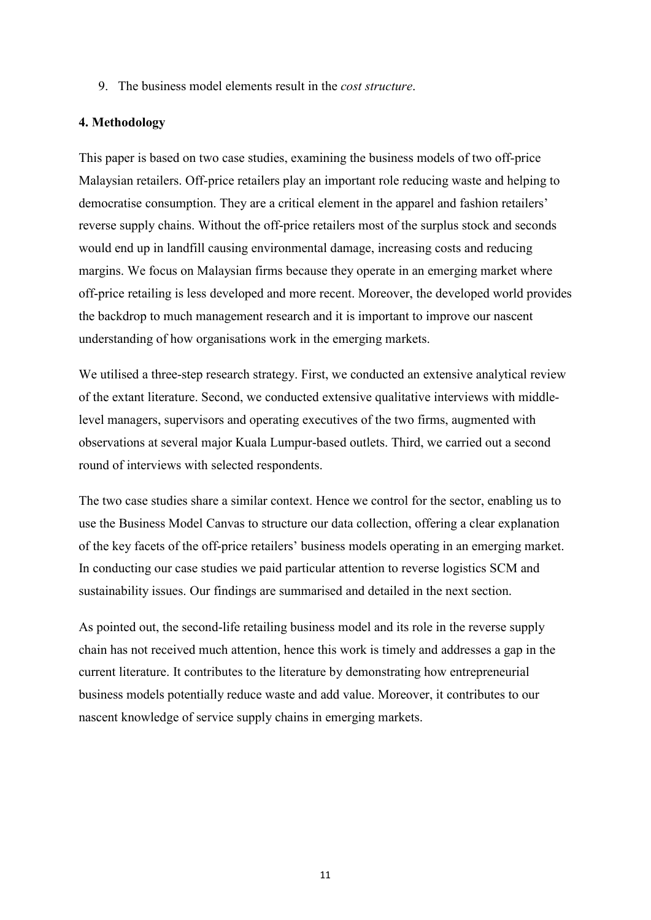9. The business model elements result in the *cost structure*.

## 4. Methodology

This paper is based on two case studies, examining the business models of two off-price Malaysian retailers. Off-price retailers play an important role reducing waste and helping to democratise consumption. They are a critical element in the apparel and fashion retailers' reverse supply chains. Without the off-price retailers most of the surplus stock and seconds would end up in landfill causing environmental damage, increasing costs and reducing margins. We focus on Malaysian firms because they operate in an emerging market where off-price retailing is less developed and more recent. Moreover, the developed world provides the backdrop to much management research and it is important to improve our nascent understanding of how organisations work in the emerging markets.

We utilised a three-step research strategy. First, we conducted an extensive analytical review of the extant literature. Second, we conducted extensive qualitative interviews with middle-level managers, supervisors and operating executives of the two firms, augmented with observations at several major Kuala Lumpur-based outlets. Third, we carried out a second round of interviews with selected respondents.

The two case studies share a similar context. Hence we control for the sector, enabling us to use the Business Model Canvas to structure our data collection, offering a clear explanation of the key facets of the off-price retailers' business models operating in an emerging market. In conducting our case studies we paid particular attention to reverse logistics SCM and sustainability issues. Our findings are summarised and detailed in the next section.

As pointed out, the second-life retailing business model and its role in the reverse supply chain has not received much attention, hence this work is timely and addresses a gap in the current literature. It contributes to the literature by demonstrating how entrepreneurial business models potentially reduce waste and add value. Moreover, it contributes to our nascent knowledge of service supply chains in emerging markets.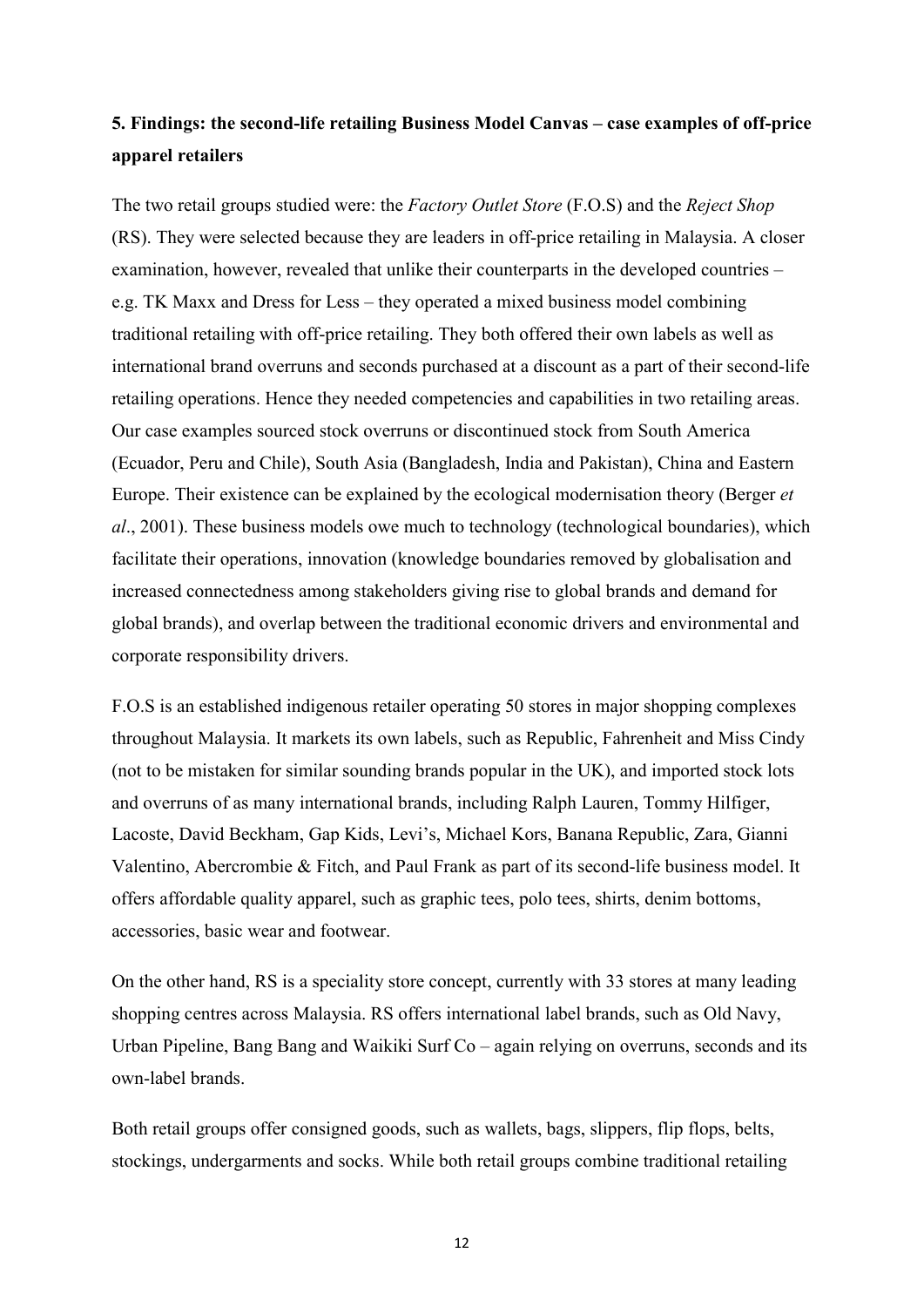## 5. Findings: the second-life retailing Business Model Canvas – case examples of off-price apparel retailers

The two retail groups studied were: the *Factory Outlet Store* (F.O.S) and the *Reject Shop* (RS). They were selected because they are leaders in off-price retailing in Malaysia. A closer examination, however, revealed that unlike their counterparts in the developed countries – e.g. TK Maxx and Dress for Less – they operated a mixed business model combining traditional retailing with off-price retailing. They both offered their own labels as well as international brand overruns and seconds purchased at a discount as a part of their second-life retailing operations. Hence they needed competencies and capabilities in two retailing areas. Our case examples sourced stock overruns or discontinued stock from South America (Ecuador, Peru and Chile), South Asia (Bangladesh, India and Pakistan), China and Eastern Europe. Their existence can be explained by the ecological modernisation theory (Berger *et al*., 2001). These business models owe much to technology (technological boundaries), which facilitate their operations, innovation (knowledge boundaries removed by globalisation and increased connectedness among stakeholders giving rise to global brands and demand for global brands), and overlap between the traditional economic drivers and environmental and corporate responsibility drivers.

F.O.S is an established indigenous retailer operating 50 stores in major shopping complexes throughout Malaysia. It markets its own labels, such as Republic, Fahrenheit and Miss Cindy (not to be mistaken for similar sounding brands popular in the UK), and imported stock lots and overruns of as many international brands, including Ralph Lauren, Tommy Hilfiger, Lacoste, David Beckham, Gap Kids, Levi's, Michael Kors, Banana Republic, Zara, Gianni Valentino, Abercrombie & Fitch, and Paul Frank as part of its second-life business model. It offers affordable quality apparel, such as graphic tees, polo tees, shirts, denim bottoms, accessories, basic wear and footwear.

On the other hand, RS is a speciality store concept, currently with 33 stores at many leading shopping centres across Malaysia. RS offers international label brands, such as Old Navy, Urban Pipeline, Bang Bang and Waikiki Surf Co – again relying on overruns, seconds and its own-label brands.

Both retail groups offer consigned goods, such as wallets, bags, slippers, flip flops, belts, stockings, undergarments and socks. While both retail groups combine traditional retailing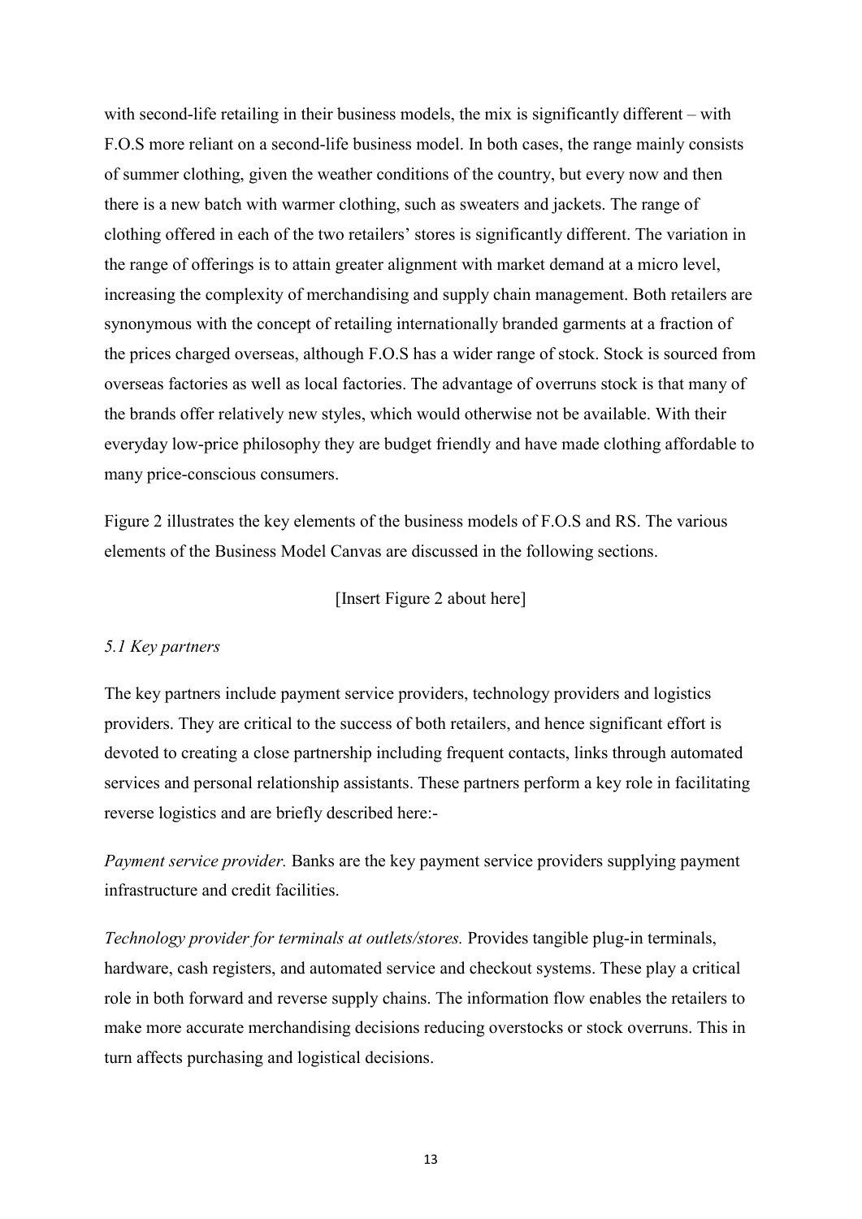with second-life retailing in their business models, the mix is significantly different – with F.O.S more reliant on a second-life business model. In both cases, the range mainly consists of summer clothing, given the weather conditions of the country, but every now and then there is a new batch with warmer clothing, such as sweaters and jackets. The range of clothing offered in each of the two retailers' stores is significantly different. The variation in the range of offerings is to attain greater alignment with market demand at a micro level, increasing the complexity of merchandising and supply chain management. Both retailers are synonymous with the concept of retailing internationally branded garments at a fraction of the prices charged overseas, although F.O.S has a wider range of stock. Stock is sourced from overseas factories as well as local factories. The advantage of overruns stock is that many of the brands offer relatively new styles, which would otherwise not be available. With their everyday low-price philosophy they are budget friendly and have made clothing affordable to many price-conscious consumers.

Figure 2 illustrates the key elements of the business models of F.O.S and RS. The various elements of the Business Model Canvas are discussed in the following sections.

[Insert Figure 2 about here]

### *5.1 Key partners*

The key partners include payment service providers, technology providers and logistics providers. They are critical to the success of both retailers, and hence significant effort is devoted to creating a close partnership including frequent contacts, links through automated services and personal relationship assistants. These partners perform a key role in facilitating reverse logistics and are briefly described here:-

*Payment service provider.* Banks are the key payment service providers supplying payment infrastructure and credit facilities.

*Technology provider for terminals at outlets/stores.* Provides tangible plug-in terminals, hardware, cash registers, and automated service and checkout systems. These play a critical role in both forward and reverse supply chains. The information flow enables the retailers to make more accurate merchandising decisions reducing overstocks or stock overruns. This in turn affects purchasing and logistical decisions.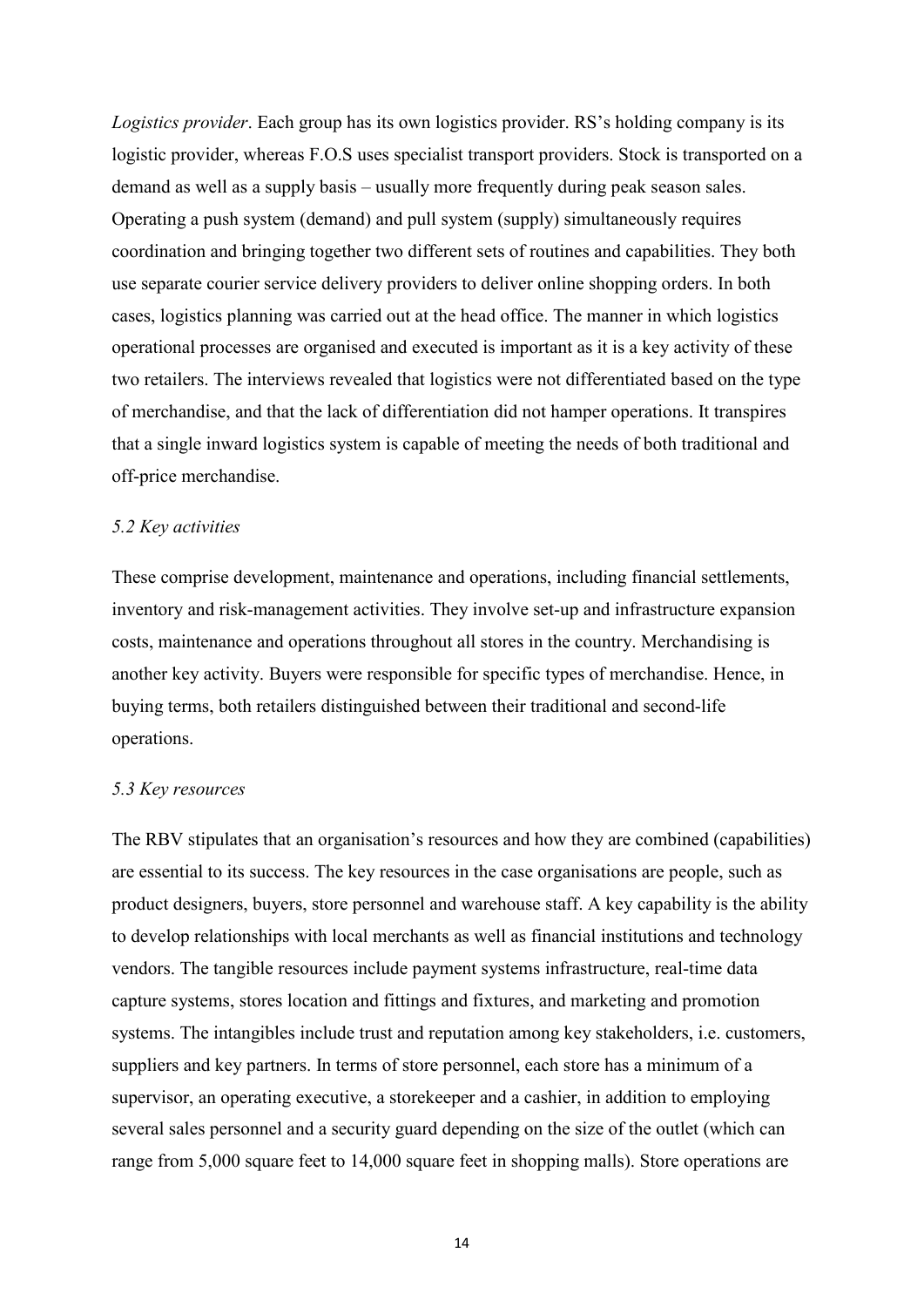*Logistics provider*. Each group has its own logistics provider. RS's holding company is its logistic provider, whereas F.O.S uses specialist transport providers. Stock is transported on a demand as well as a supply basis – usually more frequently during peak season sales. Operating a push system (demand) and pull system (supply) simultaneously requires coordination and bringing together two different sets of routines and capabilities. They both use separate courier service delivery providers to deliver online shopping orders. In both cases, logistics planning was carried out at the head office. The manner in which logistics operational processes are organised and executed is important as it is a key activity of these two retailers. The interviews revealed that logistics were not differentiated based on the type of merchandise, and that the lack of differentiation did not hamper operations. It transpires that a single inward logistics system is capable of meeting the needs of both traditional and off-price merchandise.

### *5.2 Key activities*

These comprise development, maintenance and operations, including financial settlements, inventory and risk-management activities. They involve set-up and infrastructure expansion costs, maintenance and operations throughout all stores in the country. Merchandising is another key activity. Buyers were responsible for specific types of merchandise. Hence, in buying terms, both retailers distinguished between their traditional and second-life operations.

### *5.3 Key resources*

The RBV stipulates that an organisation's resources and how they are combined (capabilities) are essential to its success. The key resources in the case organisations are people, such as product designers, buyers, store personnel and warehouse staff. A key capability is the ability to develop relationships with local merchants as well as financial institutions and technology vendors. The tangible resources include payment systems infrastructure, real-time data capture systems, stores location and fittings and fixtures, and marketing and promotion systems. The intangibles include trust and reputation among key stakeholders, i.e. customers, suppliers and key partners. In terms of store personnel, each store has a minimum of a supervisor, an operating executive, a storekeeper and a cashier, in addition to employing several sales personnel and a security guard depending on the size of the outlet (which can range from 5,000 square feet to 14,000 square feet in shopping malls). Store operations are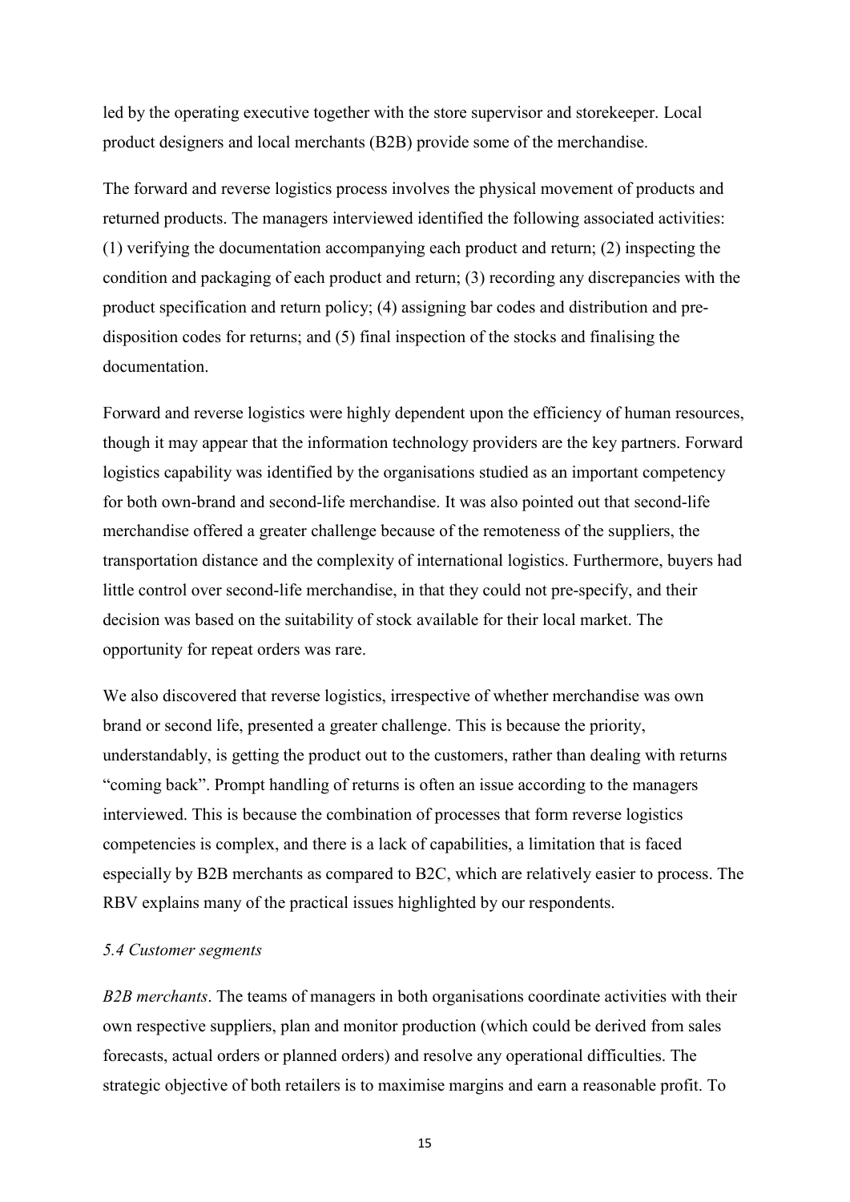led by the operating executive together with the store supervisor and storekeeper. Local product designers and local merchants (B2B) provide some of the merchandise.

The forward and reverse logistics process involves the physical movement of products and returned products. The managers interviewed identified the following associated activities: (1) verifying the documentation accompanying each product and return; (2) inspecting the condition and packaging of each product and return; (3) recording any discrepancies with the product specification and return policy; (4) assigning bar codes and distribution and pre-disposition codes for returns; and (5) final inspection of the stocks and finalising the documentation.

Forward and reverse logistics were highly dependent upon the efficiency of human resources, though it may appear that the information technology providers are the key partners. Forward logistics capability was identified by the organisations studied as an important competency for both own-brand and second-life merchandise. It was also pointed out that second-life merchandise offered a greater challenge because of the remoteness of the suppliers, the transportation distance and the complexity of international logistics. Furthermore, buyers had little control over second-life merchandise, in that they could not pre-specify, and their decision was based on the suitability of stock available for their local market. The opportunity for repeat orders was rare.

We also discovered that reverse logistics, irrespective of whether merchandise was own brand or second life, presented a greater challenge. This is because the priority, understandably, is getting the product out to the customers, rather than dealing with returns "coming back". Prompt handling of returns is often an issue according to the managers interviewed. This is because the combination of processes that form reverse logistics competencies is complex, and there is a lack of capabilities, a limitation that is faced especially by B2B merchants as compared to B2C, which are relatively easier to process. The RBV explains many of the practical issues highlighted by our respondents.

### *5.4 Customer segments*

*B2B merchants*. The teams of managers in both organisations coordinate activities with their own respective suppliers, plan and monitor production (which could be derived from sales forecasts, actual orders or planned orders) and resolve any operational difficulties. The strategic objective of both retailers is to maximise margins and earn a reasonable profit. To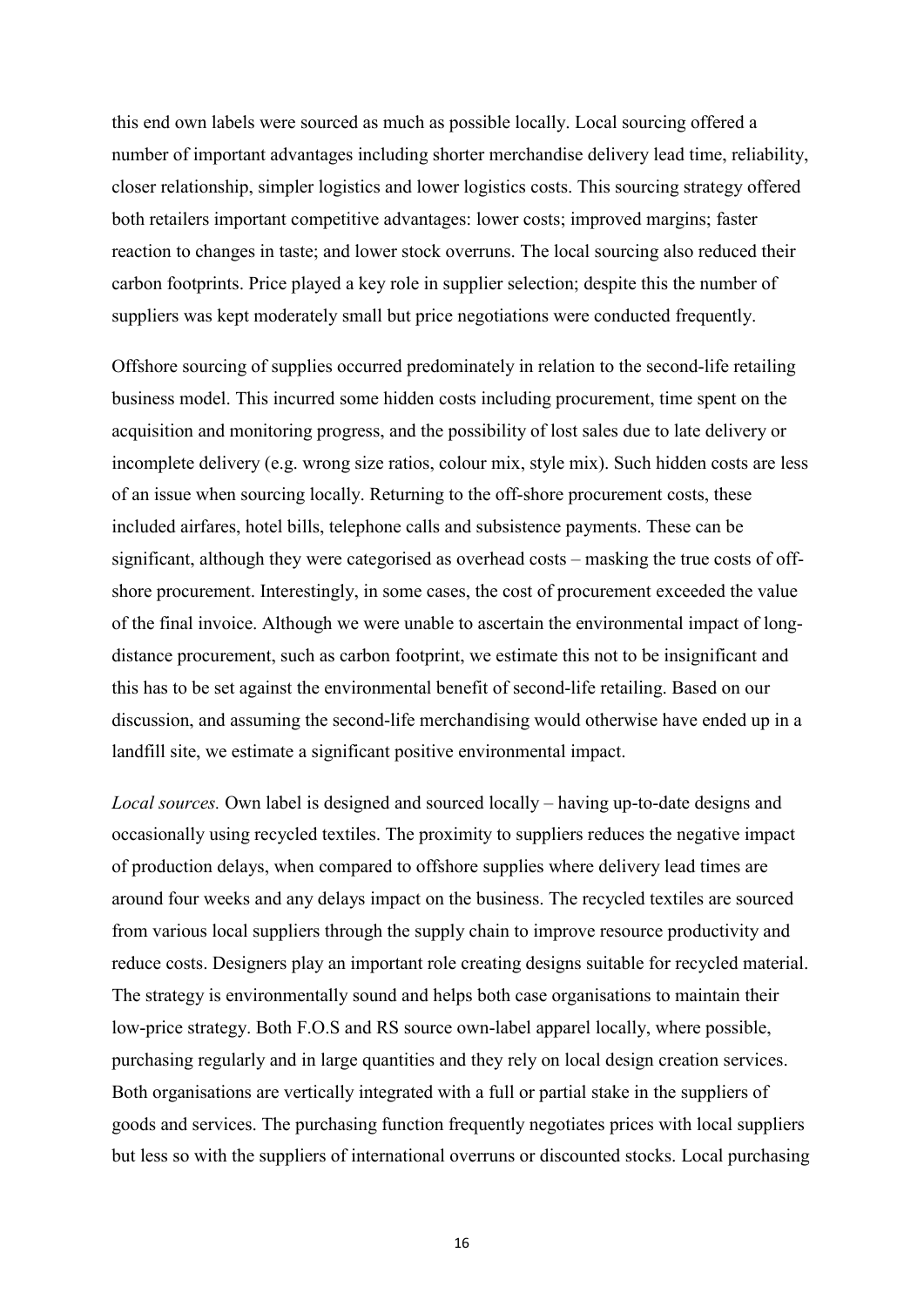this end own labels were sourced as much as possible locally. Local sourcing offered a number of important advantages including shorter merchandise delivery lead time, reliability, closer relationship, simpler logistics and lower logistics costs. This sourcing strategy offered both retailers important competitive advantages: lower costs; improved margins; faster reaction to changes in taste; and lower stock overruns. The local sourcing also reduced their carbon footprints. Price played a key role in supplier selection; despite this the number of suppliers was kept moderately small but price negotiations were conducted frequently.

Offshore sourcing of supplies occurred predominately in relation to the second-life retailing business model. This incurred some hidden costs including procurement, time spent on the acquisition and monitoring progress, and the possibility of lost sales due to late delivery or incomplete delivery (e.g. wrong size ratios, colour mix, style mix). Such hidden costs are less of an issue when sourcing locally. Returning to the off-shore procurement costs, these included airfares, hotel bills, telephone calls and subsistence payments. These can be significant, although they were categorised as overhead costs – masking the true costs of off-shore procurement. Interestingly, in some cases, the cost of procurement exceeded the value of the final invoice. Although we were unable to ascertain the environmental impact of long-distance procurement, such as carbon footprint, we estimate this not to be insignificant and this has to be set against the environmental benefit of second-life retailing. Based on our discussion, and assuming the second-life merchandising would otherwise have ended up in a landfill site, we estimate a significant positive environmental impact.

*Local sources.* Own label is designed and sourced locally – having up-to-date designs and occasionally using recycled textiles. The proximity to suppliers reduces the negative impact of production delays, when compared to offshore supplies where delivery lead times are around four weeks and any delays impact on the business. The recycled textiles are sourced from various local suppliers through the supply chain to improve resource productivity and reduce costs. Designers play an important role creating designs suitable for recycled material. The strategy is environmentally sound and helps both case organisations to maintain their low-price strategy. Both F.O.S and RS source own-label apparel locally, where possible, purchasing regularly and in large quantities and they rely on local design creation services. Both organisations are vertically integrated with a full or partial stake in the suppliers of goods and services. The purchasing function frequently negotiates prices with local suppliers but less so with the suppliers of international overruns or discounted stocks. Local purchasing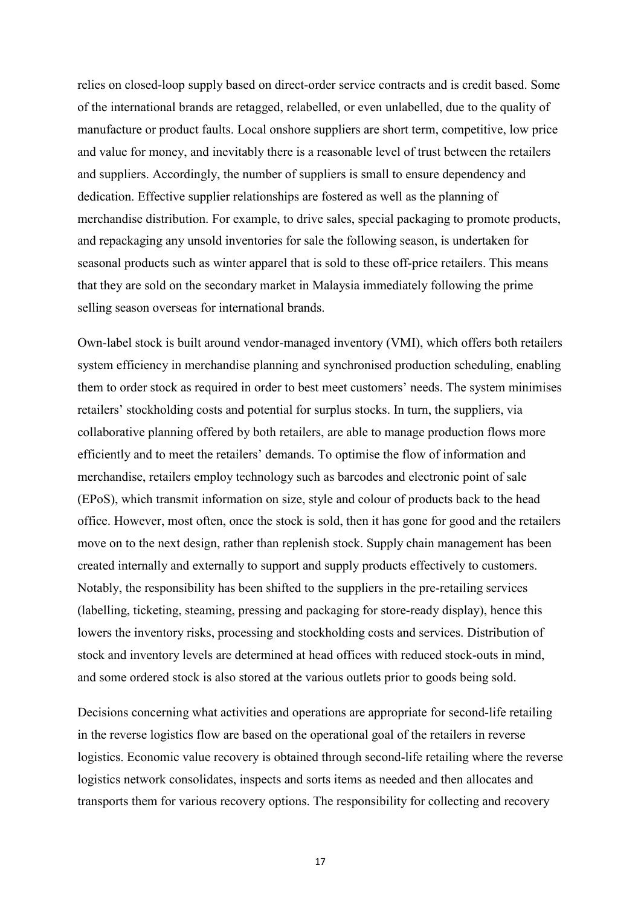relies on closed-loop supply based on direct-order service contracts and is credit based. Some of the international brands are retagged, relabelled, or even unlabelled, due to the quality of manufacture or product faults. Local onshore suppliers are short term, competitive, low price and value for money, and inevitably there is a reasonable level of trust between the retailers and suppliers. Accordingly, the number of suppliers is small to ensure dependency and dedication. Effective supplier relationships are fostered as well as the planning of merchandise distribution. For example, to drive sales, special packaging to promote products, and repackaging any unsold inventories for sale the following season, is undertaken for seasonal products such as winter apparel that is sold to these off-price retailers. This means that they are sold on the secondary market in Malaysia immediately following the prime selling season overseas for international brands.

Own-label stock is built around vendor-managed inventory (VMI), which offers both retailers system efficiency in merchandise planning and synchronised production scheduling, enabling them to order stock as required in order to best meet customers' needs. The system minimises retailers' stockholding costs and potential for surplus stocks. In turn, the suppliers, via collaborative planning offered by both retailers, are able to manage production flows more efficiently and to meet the retailers' demands. To optimise the flow of information and merchandise, retailers employ technology such as barcodes and electronic point of sale (EPoS), which transmit information on size, style and colour of products back to the head office. However, most often, once the stock is sold, then it has gone for good and the retailers move on to the next design, rather than replenish stock. Supply chain management has been created internally and externally to support and supply products effectively to customers. Notably, the responsibility has been shifted to the suppliers in the pre-retailing services (labelling, ticketing, steaming, pressing and packaging for store-ready display), hence this lowers the inventory risks, processing and stockholding costs and services. Distribution of stock and inventory levels are determined at head offices with reduced stock-outs in mind, and some ordered stock is also stored at the various outlets prior to goods being sold.

Decisions concerning what activities and operations are appropriate for second-life retailing in the reverse logistics flow are based on the operational goal of the retailers in reverse logistics. Economic value recovery is obtained through second-life retailing where the reverse logistics network consolidates, inspects and sorts items as needed and then allocates and transports them for various recovery options. The responsibility for collecting and recovery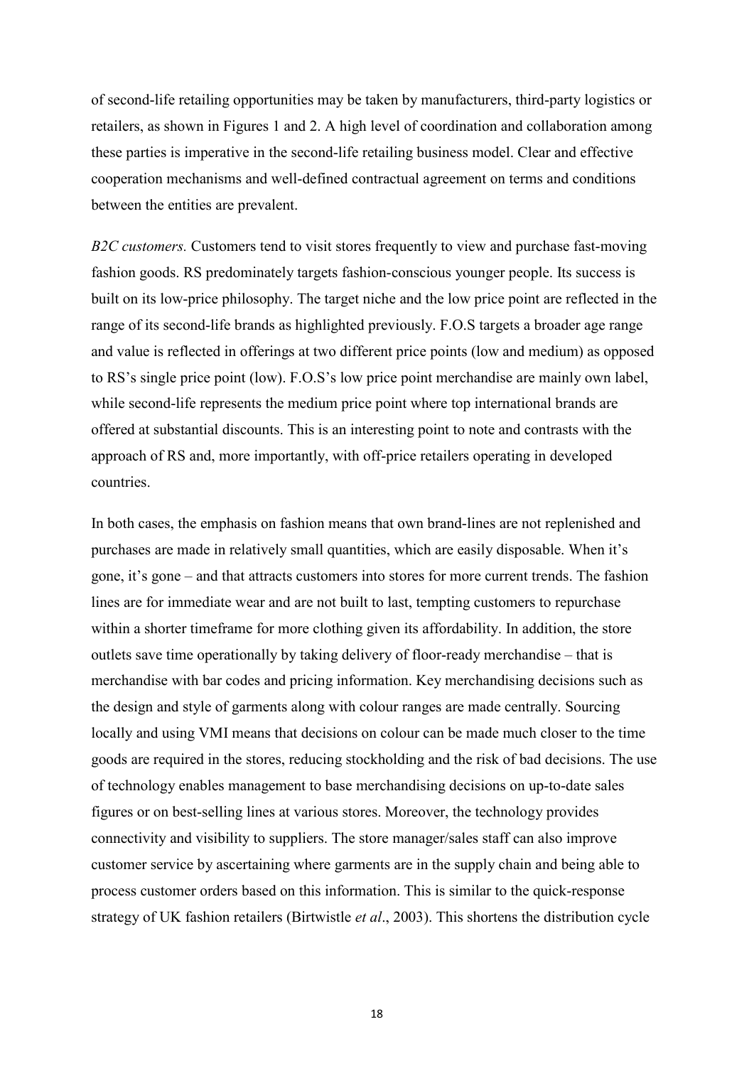of second-life retailing opportunities may be taken by manufacturers, third-party logistics or retailers, as shown in Figures 1 and 2. A high level of coordination and collaboration among these parties is imperative in the second-life retailing business model. Clear and effective cooperation mechanisms and well-defined contractual agreement on terms and conditions between the entities are prevalent.

*B2C customers.* Customers tend to visit stores frequently to view and purchase fast-moving fashion goods. RS predominately targets fashion-conscious younger people. Its success is built on its low-price philosophy. The target niche and the low price point are reflected in the range of its second-life brands as highlighted previously. F.O.S targets a broader age range and value is reflected in offerings at two different price points (low and medium) as opposed to RS's single price point (low). F.O.S's low price point merchandise are mainly own label, while second-life represents the medium price point where top international brands are offered at substantial discounts. This is an interesting point to note and contrasts with the approach of RS and, more importantly, with off-price retailers operating in developed countries.

In both cases, the emphasis on fashion means that own brand-lines are not replenished and purchases are made in relatively small quantities, which are easily disposable. When it's gone, it's gone – and that attracts customers into stores for more current trends. The fashion lines are for immediate wear and are not built to last, tempting customers to repurchase within a shorter timeframe for more clothing given its affordability. In addition, the store outlets save time operationally by taking delivery of floor-ready merchandise – that is merchandise with bar codes and pricing information. Key merchandising decisions such as the design and style of garments along with colour ranges are made centrally. Sourcing locally and using VMI means that decisions on colour can be made much closer to the time goods are required in the stores, reducing stockholding and the risk of bad decisions. The use of technology enables management to base merchandising decisions on up-to-date sales figures or on best-selling lines at various stores. Moreover, the technology provides connectivity and visibility to suppliers. The store manager/sales staff can also improve customer service by ascertaining where garments are in the supply chain and being able to process customer orders based on this information. This is similar to the quick-response strategy of UK fashion retailers (Birtwistle *et al*., 2003). This shortens the distribution cycle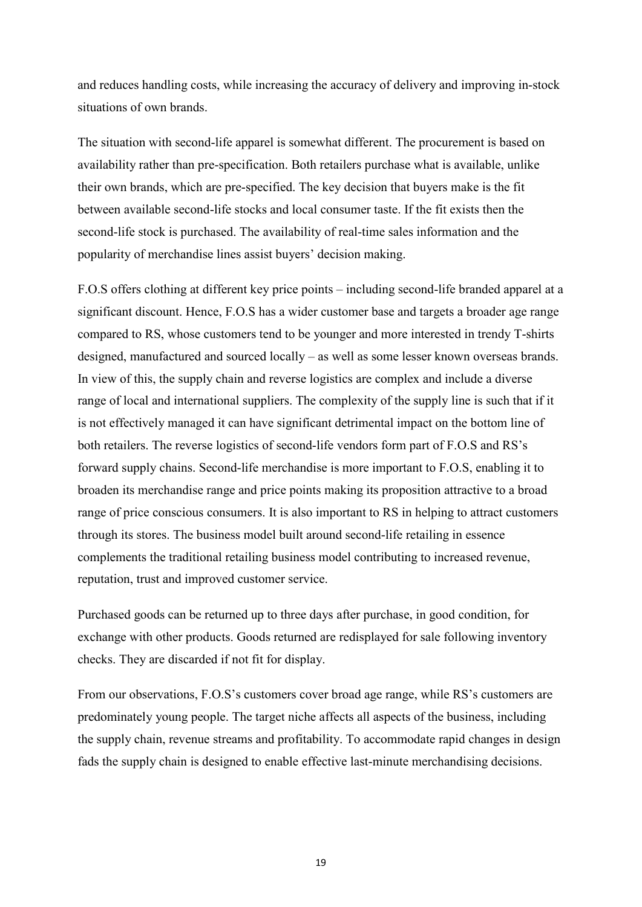and reduces handling costs, while increasing the accuracy of delivery and improving in-stock situations of own brands.

The situation with second-life apparel is somewhat different. The procurement is based on availability rather than pre-specification. Both retailers purchase what is available, unlike their own brands, which are pre-specified. The key decision that buyers make is the fit between available second-life stocks and local consumer taste. If the fit exists then the second-life stock is purchased. The availability of real-time sales information and the popularity of merchandise lines assist buyers' decision making.

F.O.S offers clothing at different key price points – including second-life branded apparel at a significant discount. Hence, F.O.S has a wider customer base and targets a broader age range compared to RS, whose customers tend to be younger and more interested in trendy T-shirts designed, manufactured and sourced locally – as well as some lesser known overseas brands. In view of this, the supply chain and reverse logistics are complex and include a diverse range of local and international suppliers. The complexity of the supply line is such that if it is not effectively managed it can have significant detrimental impact on the bottom line of both retailers. The reverse logistics of second-life vendors form part of F.O.S and RS's forward supply chains. Second-life merchandise is more important to F.O.S, enabling it to broaden its merchandise range and price points making its proposition attractive to a broad range of price conscious consumers. It is also important to RS in helping to attract customers through its stores. The business model built around second-life retailing in essence complements the traditional retailing business model contributing to increased revenue, reputation, trust and improved customer service.

Purchased goods can be returned up to three days after purchase, in good condition, for exchange with other products. Goods returned are redisplayed for sale following inventory checks. They are discarded if not fit for display.

From our observations, F.O.S's customers cover broad age range, while RS's customers are predominately young people. The target niche affects all aspects of the business, including the supply chain, revenue streams and profitability. To accommodate rapid changes in design fads the supply chain is designed to enable effective last-minute merchandising decisions.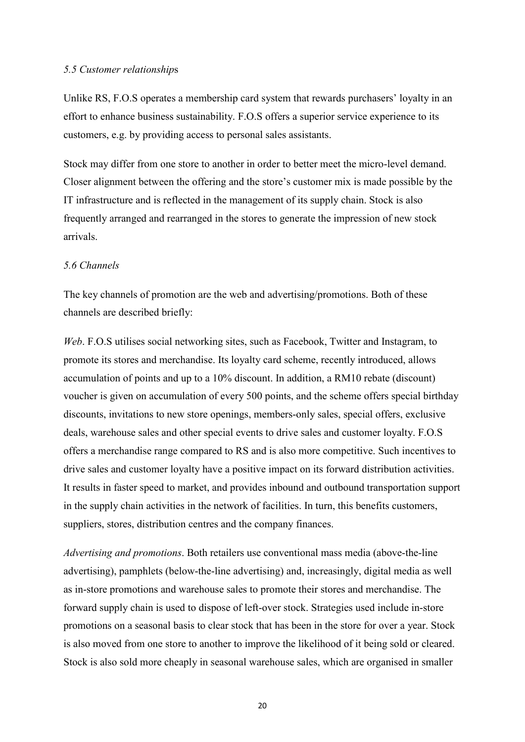*5.5 Customer relationships*

Unlike RS, F.O.S operates a membership card system that rewards purchasers' loyalty in an effort to enhance business sustainability. F.O.S offers a superior service experience to its customers, e.g. by providing access to personal sales assistants.

Stock may differ from one store to another in order to better meet the micro-level demand. Closer alignment between the offering and the store's customer mix is made possible by the IT infrastructure and is reflected in the management of its supply chain. Stock is also frequently arranged and rearranged in the stores to generate the impression of new stock arrivals.

*5.6 Channels*

The key channels of promotion are the web and advertising/promotions. Both of these channels are described briefly:

*Web*. F.O.S utilises social networking sites, such as Facebook, Twitter and Instagram, to promote its stores and merchandise. Its loyalty card scheme, recently introduced, allows accumulation of points and up to a 10% discount. In addition, a RM10 rebate (discount) voucher is given on accumulation of every 500 points, and the scheme offers special birthday discounts, invitations to new store openings, members-only sales, special offers, exclusive deals, warehouse sales and other special events to drive sales and customer loyalty. F.O.S offers a merchandise range compared to RS and is also more competitive. Such incentives to drive sales and customer loyalty have a positive impact on its forward distribution activities. It results in faster speed to market, and provides inbound and outbound transportation support in the supply chain activities in the network of facilities. In turn, this benefits customers, suppliers, stores, distribution centres and the company finances.

*Advertising and promotions*. Both retailers use conventional mass media (above-the-line advertising), pamphlets (below-the-line advertising) and, increasingly, digital media as well as in-store promotions and warehouse sales to promote their stores and merchandise. The forward supply chain is used to dispose of left-over stock. Strategies used include in-store promotions on a seasonal basis to clear stock that has been in the store for over a year. Stock is also moved from one store to another to improve the likelihood of it being sold or cleared. Stock is also sold more cheaply in seasonal warehouse sales, which are organised in smaller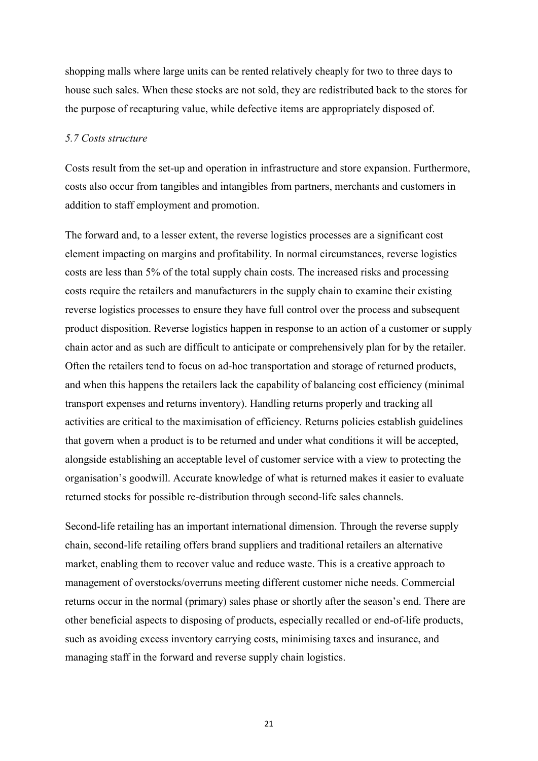shopping malls where large units can be rented relatively cheaply for two to three days to house such sales. When these stocks are not sold, they are redistributed back to the stores for the purpose of recapturing value, while defective items are appropriately disposed of.

### *5.7 Costs structure*

Costs result from the set-up and operation in infrastructure and store expansion. Furthermore, costs also occur from tangibles and intangibles from partners, merchants and customers in addition to staff employment and promotion.

The forward and, to a lesser extent, the reverse logistics processes are a significant cost element impacting on margins and profitability. In normal circumstances, reverse logistics costs are less than 5% of the total supply chain costs. The increased risks and processing costs require the retailers and manufacturers in the supply chain to examine their existing reverse logistics processes to ensure they have full control over the process and subsequent product disposition. Reverse logistics happen in response to an action of a customer or supply chain actor and as such are difficult to anticipate or comprehensively plan for by the retailer. Often the retailers tend to focus on ad-hoc transportation and storage of returned products, and when this happens the retailers lack the capability of balancing cost efficiency (minimal transport expenses and returns inventory). Handling returns properly and tracking all activities are critical to the maximisation of efficiency. Returns policies establish guidelines that govern when a product is to be returned and under what conditions it will be accepted, alongside establishing an acceptable level of customer service with a view to protecting the organisation's goodwill. Accurate knowledge of what is returned makes it easier to evaluate returned stocks for possible re-distribution through second-life sales channels.

Second-life retailing has an important international dimension. Through the reverse supply chain, second-life retailing offers brand suppliers and traditional retailers an alternative market, enabling them to recover value and reduce waste. This is a creative approach to management of overstocks/overruns meeting different customer niche needs. Commercial returns occur in the normal (primary) sales phase or shortly after the season's end. There are other beneficial aspects to disposing of products, especially recalled or end-of-life products, such as avoiding excess inventory carrying costs, minimising taxes and insurance, and managing staff in the forward and reverse supply chain logistics.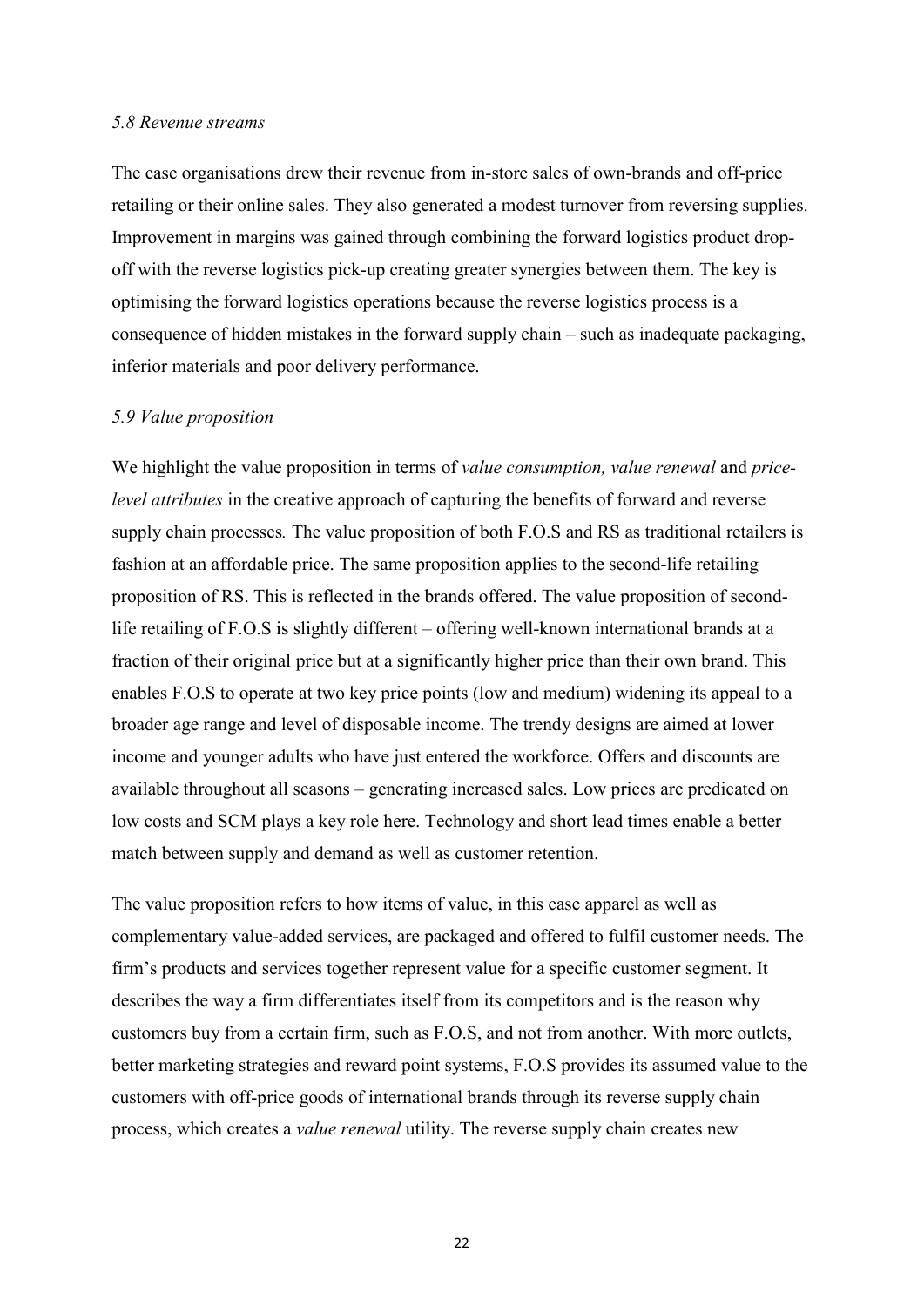*5.8 Revenue streams*

The case organisations drew their revenue from in-store sales of own-brands and off-price retailing or their online sales. They also generated a modest turnover from reversing supplies. Improvement in margins was gained through combining the forward logistics product drop-off with the reverse logistics pick-up creating greater synergies between them. The key is optimising the forward logistics operations because the reverse logistics process is a consequence of hidden mistakes in the forward supply chain – such as inadequate packaging, inferior materials and poor delivery performance.

*5.9 Value proposition*

We highlight the value proposition in terms of *value consumption, value renewal* and *price-level attributes* in the creative approach of capturing the benefits of forward and reverse supply chain processes*.* The value proposition of both F.O.S and RS as traditional retailers is fashion at an affordable price. The same proposition applies to the second-life retailing proposition of RS. This is reflected in the brands offered. The value proposition of second-life retailing of F.O.S is slightly different – offering well-known international brands at a fraction of their original price but at a significantly higher price than their own brand. This enables F.O.S to operate at two key price points (low and medium) widening its appeal to a broader age range and level of disposable income. The trendy designs are aimed at lower income and younger adults who have just entered the workforce. Offers and discounts are available throughout all seasons – generating increased sales. Low prices are predicated on low costs and SCM plays a key role here. Technology and short lead times enable a better match between supply and demand as well as customer retention.

The value proposition refers to how items of value, in this case apparel as well as complementary value-added services, are packaged and offered to fulfil customer needs. The firm's products and services together represent value for a specific customer segment. It describes the way a firm differentiates itself from its competitors and is the reason why customers buy from a certain firm, such as F.O.S, and not from another. With more outlets, better marketing strategies and reward point systems, F.O.S provides its assumed value to the customers with off-price goods of international brands through its reverse supply chain process, which creates a *value renewal* utility. The reverse supply chain creates new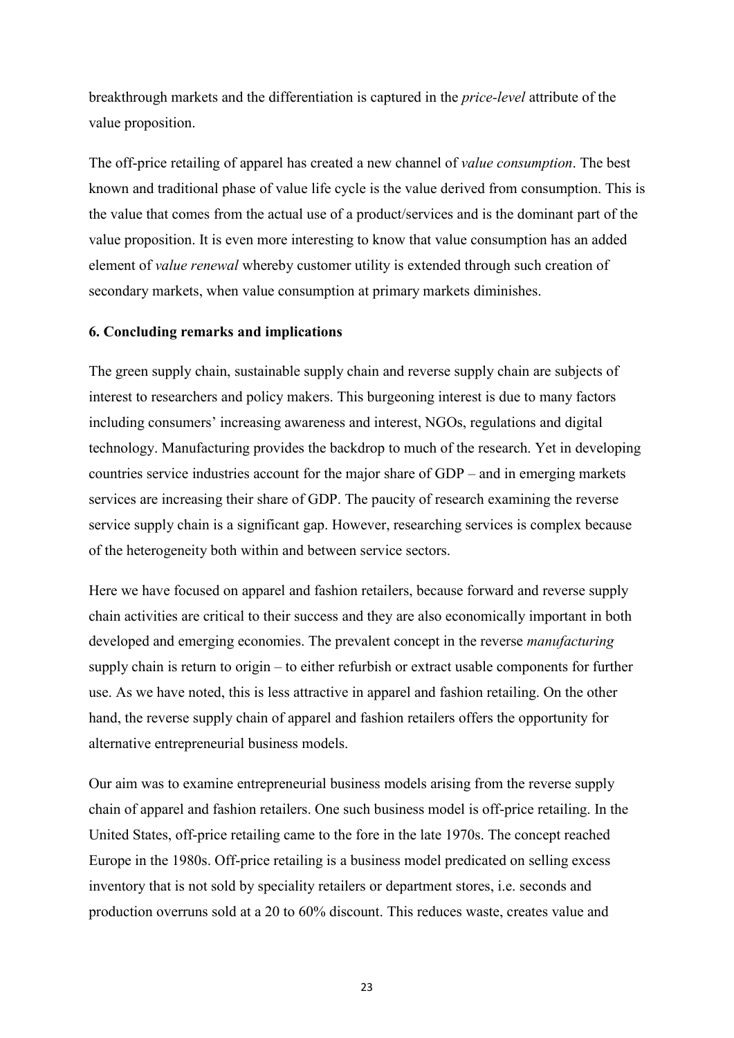breakthrough markets and the differentiation is captured in the *price-level* attribute of the value proposition.

The off-price retailing of apparel has created a new channel of *value consumption*. The best known and traditional phase of value life cycle is the value derived from consumption. This is the value that comes from the actual use of a product/services and is the dominant part of the value proposition. It is even more interesting to know that value consumption has an added element of *value renewal* whereby customer utility is extended through such creation of secondary markets, when value consumption at primary markets diminishes.

## 6. Concluding remarks and implications

The green supply chain, sustainable supply chain and reverse supply chain are subjects of interest to researchers and policy makers. This burgeoning interest is due to many factors including consumers' increasing awareness and interest, NGOs, regulations and digital technology. Manufacturing provides the backdrop to much of the research. Yet in developing countries service industries account for the major share of GDP – and in emerging markets services are increasing their share of GDP. The paucity of research examining the reverse service supply chain is a significant gap. However, researching services is complex because of the heterogeneity both within and between service sectors.

Here we have focused on apparel and fashion retailers, because forward and reverse supply chain activities are critical to their success and they are also economically important in both developed and emerging economies. The prevalent concept in the reverse *manufacturing* supply chain is return to origin – to either refurbish or extract usable components for further use. As we have noted, this is less attractive in apparel and fashion retailing. On the other hand, the reverse supply chain of apparel and fashion retailers offers the opportunity for alternative entrepreneurial business models.

Our aim was to examine entrepreneurial business models arising from the reverse supply chain of apparel and fashion retailers. One such business model is off-price retailing. In the United States, off-price retailing came to the fore in the late 1970s. The concept reached Europe in the 1980s. Off-price retailing is a business model predicated on selling excess inventory that is not sold by speciality retailers or department stores, i.e. seconds and production overruns sold at a 20 to 60% discount. This reduces waste, creates value and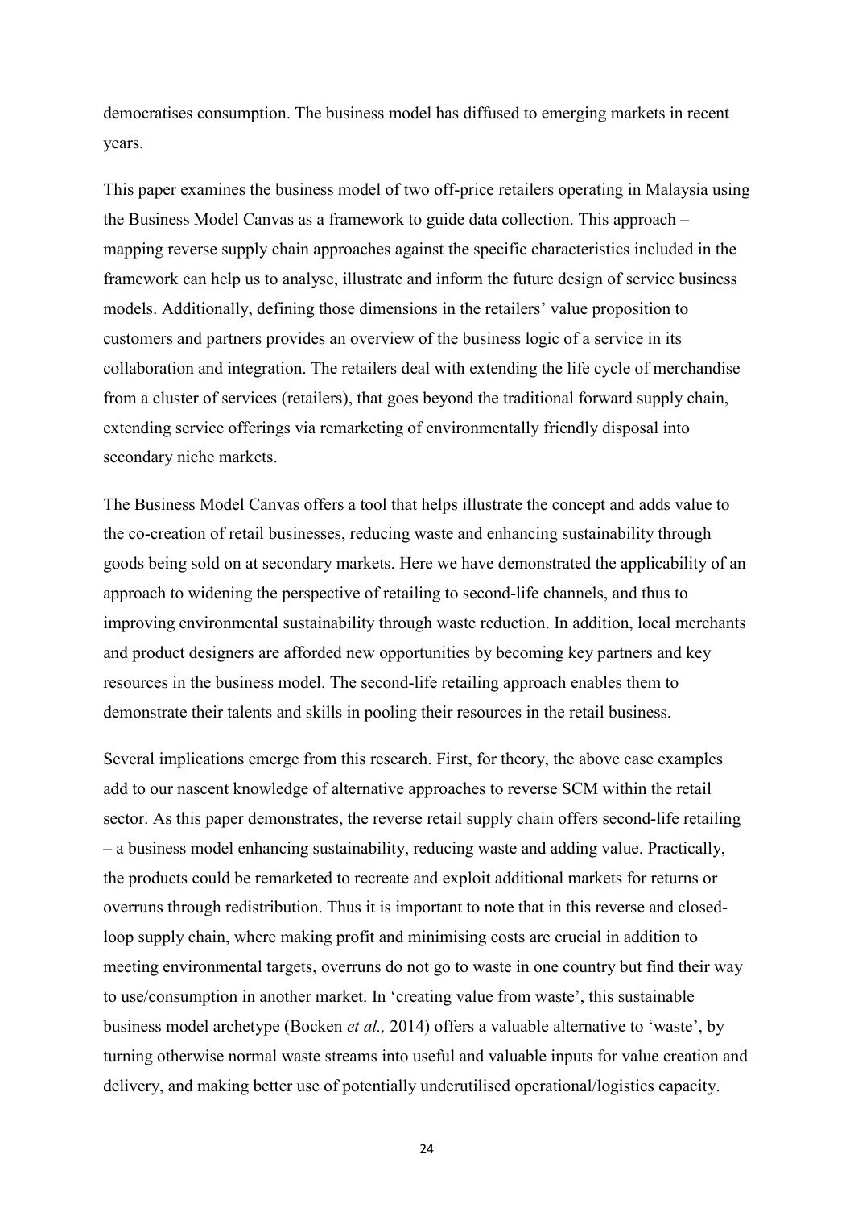democratises consumption. The business model has diffused to emerging markets in recent years.

This paper examines the business model of two off-price retailers operating in Malaysia using the Business Model Canvas as a framework to guide data collection. This approach – mapping reverse supply chain approaches against the specific characteristics included in the framework can help us to analyse, illustrate and inform the future design of service business models. Additionally, defining those dimensions in the retailers' value proposition to customers and partners provides an overview of the business logic of a service in its collaboration and integration. The retailers deal with extending the life cycle of merchandise from a cluster of services (retailers), that goes beyond the traditional forward supply chain, extending service offerings via remarketing of environmentally friendly disposal into secondary niche markets.

The Business Model Canvas offers a tool that helps illustrate the concept and adds value to the co-creation of retail businesses, reducing waste and enhancing sustainability through goods being sold on at secondary markets. Here we have demonstrated the applicability of an approach to widening the perspective of retailing to second-life channels, and thus to improving environmental sustainability through waste reduction. In addition, local merchants and product designers are afforded new opportunities by becoming key partners and key resources in the business model. The second-life retailing approach enables them to demonstrate their talents and skills in pooling their resources in the retail business.

Several implications emerge from this research. First, for theory, the above case examples add to our nascent knowledge of alternative approaches to reverse SCM within the retail sector. As this paper demonstrates, the reverse retail supply chain offers second-life retailing – a business model enhancing sustainability, reducing waste and adding value. Practically, the products could be remarketed to recreate and exploit additional markets for returns or overruns through redistribution. Thus it is important to note that in this reverse and closed-loop supply chain, where making profit and minimising costs are crucial in addition to meeting environmental targets, overruns do not go to waste in one country but find their way to use/consumption in another market. In 'creating value from waste', this sustainable business model archetype (Bocken *et al.,* 2014) offers a valuable alternative to 'waste', by turning otherwise normal waste streams into useful and valuable inputs for value creation and delivery, and making better use of potentially underutilised operational/logistics capacity.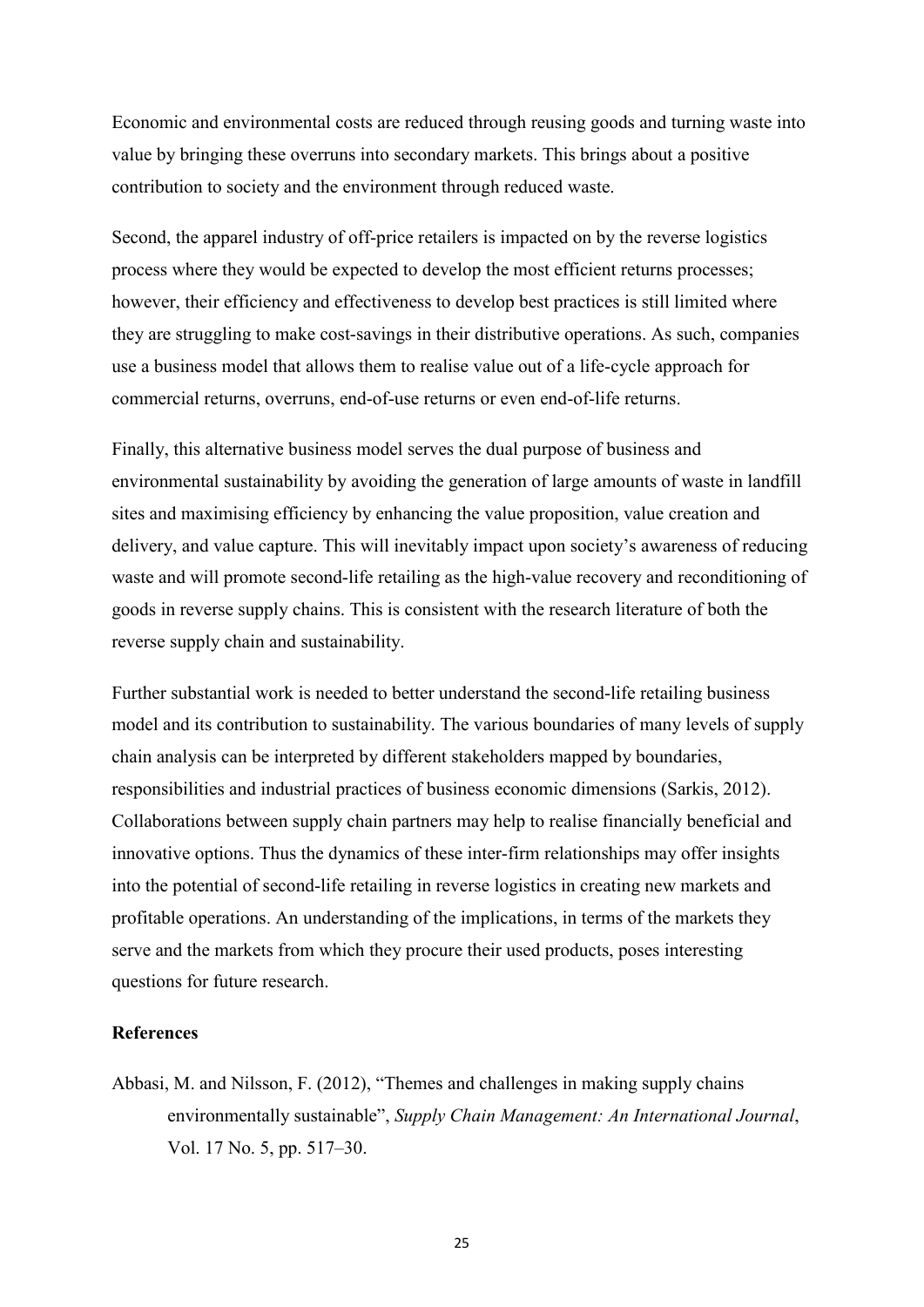Economic and environmental costs are reduced through reusing goods and turning waste into value by bringing these overruns into secondary markets. This brings about a positive contribution to society and the environment through reduced waste.

Second, the apparel industry of off-price retailers is impacted on by the reverse logistics process where they would be expected to develop the most efficient returns processes; however, their efficiency and effectiveness to develop best practices is still limited where they are struggling to make cost-savings in their distributive operations. As such, companies use a business model that allows them to realise value out of a life-cycle approach for commercial returns, overruns, end-of-use returns or even end-of-life returns.

Finally, this alternative business model serves the dual purpose of business and environmental sustainability by avoiding the generation of large amounts of waste in landfill sites and maximising efficiency by enhancing the value proposition, value creation and delivery, and value capture. This will inevitably impact upon society's awareness of reducing waste and will promote second-life retailing as the high-value recovery and reconditioning of goods in reverse supply chains. This is consistent with the research literature of both the reverse supply chain and sustainability.

Further substantial work is needed to better understand the second-life retailing business model and its contribution to sustainability. The various boundaries of many levels of supply chain analysis can be interpreted by different stakeholders mapped by boundaries, responsibilities and industrial practices of business economic dimensions (Sarkis, 2012). Collaborations between supply chain partners may help to realise financially beneficial and innovative options. Thus the dynamics of these inter-firm relationships may offer insights into the potential of second-life retailing in reverse logistics in creating new markets and profitable operations. An understanding of the implications, in terms of the markets they serve and the markets from which they procure their used products, poses interesting questions for future research.

## References

Abbasi, M. and Nilsson, F. (2012), "Themes and challenges in making supply chains environmentally sustainable", *Supply Chain Management: An International Journal*, Vol. 17 No. 5, pp. 517–30.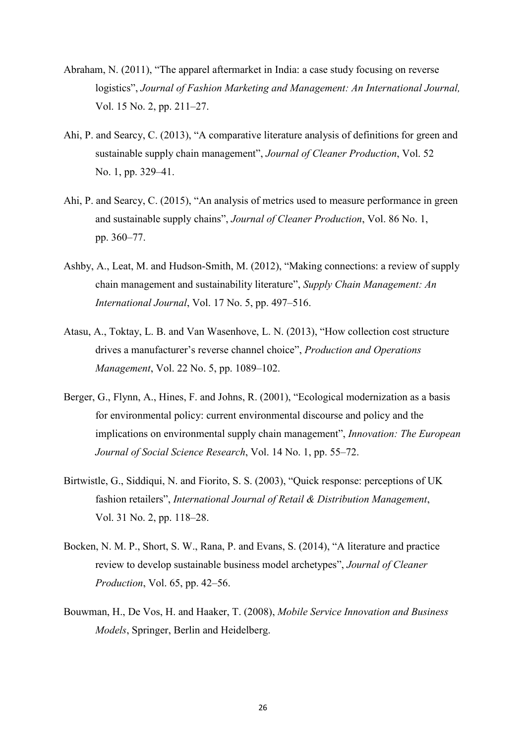Abraham, N. (2011), "The apparel aftermarket in India: a case study focusing on reverse logistics", *Journal of Fashion Marketing and Management: An International Journal,* Vol. 15 No. 2, pp. 211–27.

Ahi, P. and Searcy, C. (2013), "A comparative literature analysis of definitions for green and sustainable supply chain management", *Journal of Cleaner Production*, Vol. 52 No. 1, pp. 329–41.

Ahi, P. and Searcy, C. (2015), "An analysis of metrics used to measure performance in green and sustainable supply chains", *Journal of Cleaner Production*, Vol. 86 No. 1, pp. 360–77.

Ashby, A., Leat, M. and Hudson-Smith, M. (2012), "Making connections: a review of supply chain management and sustainability literature", *Supply Chain Management: An International Journal*, Vol. 17 No. 5, pp. 497–516.

Atasu, A., Toktay, L. B. and Van Wasenhove, L. N. (2013), "How collection cost structure drives a manufacturer's reverse channel choice", *Production and Operations Management*, Vol. 22 No. 5, pp. 1089–102.

Berger, G., Flynn, A., Hines, F. and Johns, R. (2001), "Ecological modernization as a basis for environmental policy: current environmental discourse and policy and the implications on environmental supply chain management", *Innovation: The European Journal of Social Science Research*, Vol. 14 No. 1, pp. 55–72.

Birtwistle, G., Siddiqui, N. and Fiorito, S. S. (2003), "Quick response: perceptions of UK fashion retailers", *International Journal of Retail & Distribution Management*, Vol. 31 No. 2, pp. 118–28.

Bocken, N. M. P., Short, S. W., Rana, P. and Evans, S. (2014), "A literature and practice review to develop sustainable business model archetypes", *Journal of Cleaner Production*, Vol. 65, pp. 42–56.

Bouwman, H., De Vos, H. and Haaker, T. (2008), *Mobile Service Innovation and Business Models*, Springer, Berlin and Heidelberg.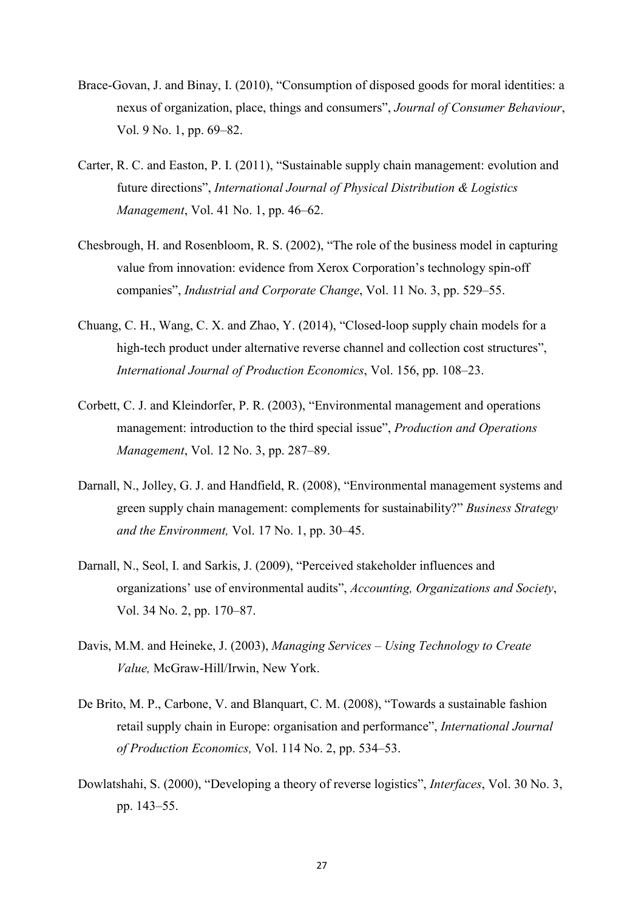Brace-Govan, J. and Binay, I. (2010), "Consumption of disposed goods for moral identities: a nexus of organization, place, things and consumers", *Journal of Consumer Behaviour*, Vol. 9 No. 1, pp. 69–82.

Carter, R. C. and Easton, P. I. (2011), "Sustainable supply chain management: evolution and future directions", *International Journal of Physical Distribution & Logistics Management*, Vol. 41 No. 1, pp. 46–62.

Chesbrough, H. and Rosenbloom, R. S. (2002), "The role of the business model in capturing value from innovation: evidence from Xerox Corporation's technology spin-off companies", *Industrial and Corporate Change*, Vol. 11 No. 3, pp. 529–55.

Chuang, C. H., Wang, C. X. and Zhao, Y. (2014), "Closed-loop supply chain models for a high-tech product under alternative reverse channel and collection cost structures", *International Journal of Production Economics*, Vol. 156, pp. 108–23.

Corbett, C. J. and Kleindorfer, P. R. (2003), "Environmental management and operations management: introduction to the third special issue", *Production and Operations Management*, Vol. 12 No. 3, pp. 287–89.

Darnall, N., Jolley, G. J. and Handfield, R. (2008), "Environmental management systems and green supply chain management: complements for sustainability?" *Business Strategy and the Environment,* Vol. 17 No. 1, pp. 30–45.

Darnall, N., Seol, I. and Sarkis, J. (2009), "Perceived stakeholder influences and organizations' use of environmental audits", *Accounting, Organizations and Society*, Vol. 34 No. 2, pp. 170–87.

Davis, M.M. and Heineke, J. (2003), *Managing Services – Using Technology to Create Value,* McGraw-Hill/Irwin, New York.

De Brito, M. P., Carbone, V. and Blanquart, C. M. (2008), "Towards a sustainable fashion retail supply chain in Europe: organisation and performance", *International Journal of Production Economics,* Vol. 114 No. 2, pp. 534–53.

Dowlatshahi, S. (2000), "Developing a theory of reverse logistics", *Interfaces*, Vol. 30 No. 3, pp. 143–55.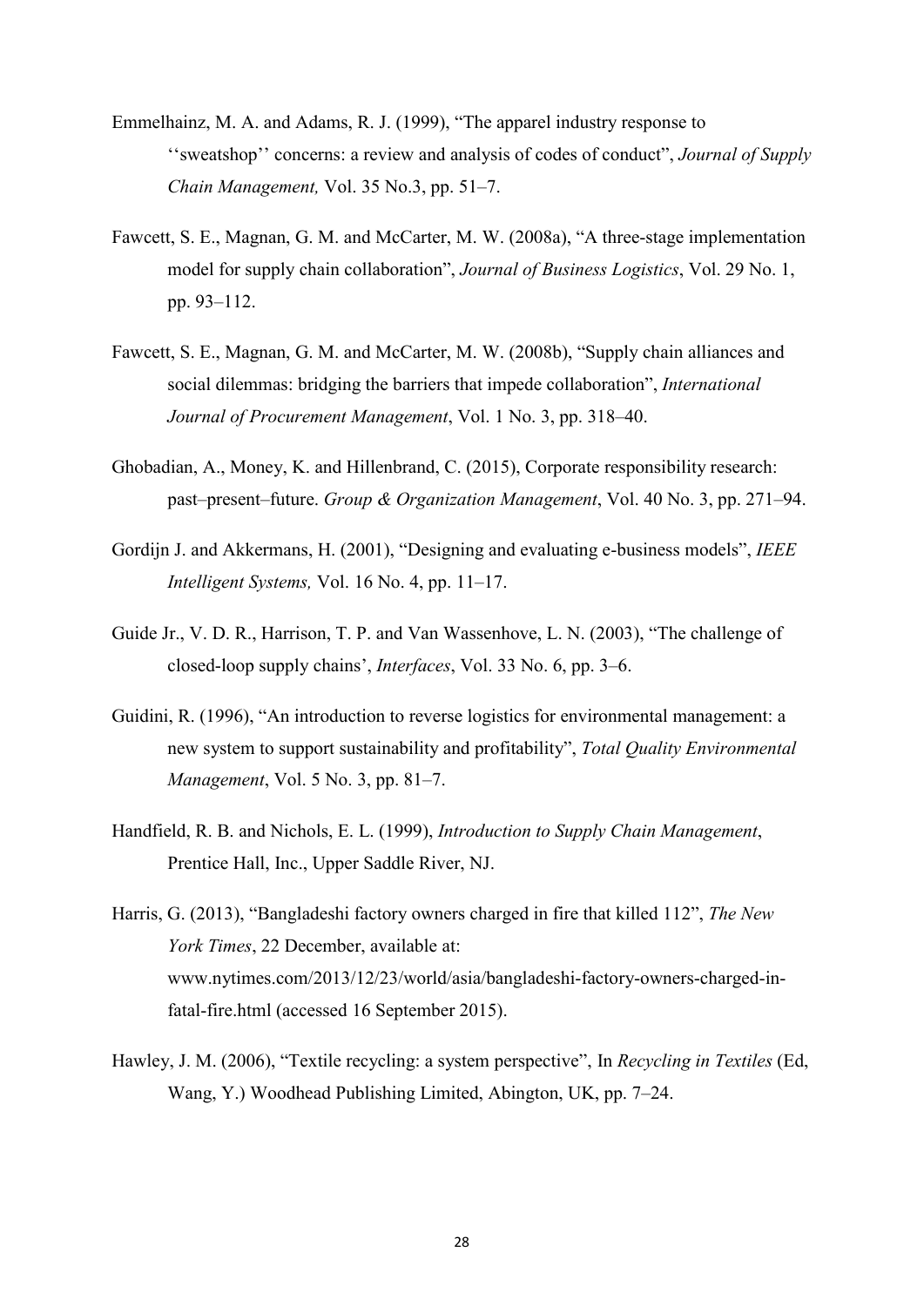Emmelhainz, M. A. and Adams, R. J. (1999), "The apparel industry response to ''sweatshop'' concerns: a review and analysis of codes of conduct", *Journal of Supply Chain Management,* Vol. 35 No.3, pp. 51–7.

Fawcett, S. E., Magnan, G. M. and McCarter, M. W. (2008a), "A three-stage implementation model for supply chain collaboration", *Journal of Business Logistics*, Vol. 29 No. 1, pp. 93–112.

Fawcett, S. E., Magnan, G. M. and McCarter, M. W. (2008b), "Supply chain alliances and social dilemmas: bridging the barriers that impede collaboration", *International Journal of Procurement Management*, Vol. 1 No. 3, pp. 318–40.

Ghobadian, A., Money, K. and Hillenbrand, C. (2015), Corporate responsibility research: past–present–future. *Group & Organization Management*, Vol. 40 No. 3, pp. 271–94.

Gordijn J. and Akkermans, H. (2001), "Designing and evaluating e-business models", *IEEE Intelligent Systems,* Vol. 16 No. 4, pp. 11–17.

Guide Jr., V. D. R., Harrison, T. P. and Van Wassenhove, L. N. (2003), "The challenge of closed-loop supply chains', *Interfaces*, Vol. 33 No. 6, pp. 3–6.

Guidini, R. (1996), "An introduction to reverse logistics for environmental management: a new system to support sustainability and profitability", *Total Quality Environmental Management*, Vol. 5 No. 3, pp. 81–7.

Handfield, R. B. and Nichols, E. L. (1999), *Introduction to Supply Chain Management*, Prentice Hall, Inc., Upper Saddle River, NJ.

Harris, G. (2013), "Bangladeshi factory owners charged in fire that killed 112", *The New York Times*, 22 December, available at: www.nytimes.com/2013/12/23/world/asia/bangladeshi-factory-owners-charged-in-fatal-fire.html (accessed 16 September 2015).

Hawley, J. M. (2006), "Textile recycling: a system perspective", In *Recycling in Textiles* (Ed, Wang, Y.) Woodhead Publishing Limited, Abington, UK, pp. 7–24.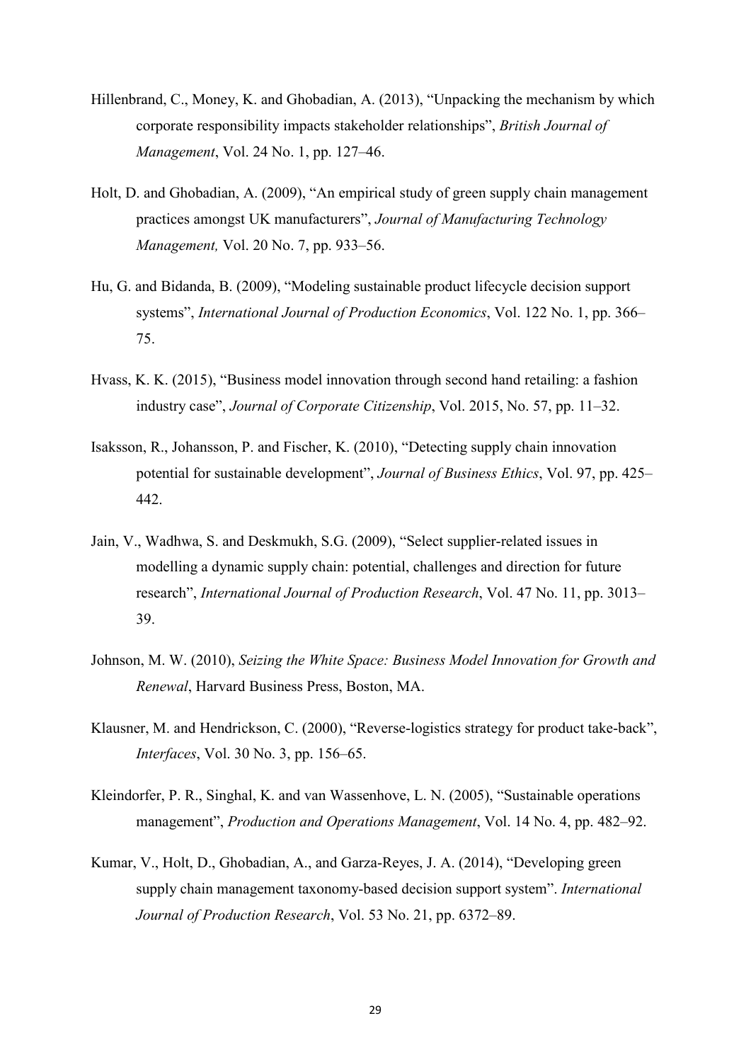Hillenbrand, C., Money, K. and Ghobadian, A. (2013), "Unpacking the mechanism by which corporate responsibility impacts stakeholder relationships", *British Journal of Management*, Vol. 24 No. 1, pp. 127–46.

Holt, D. and Ghobadian, A. (2009), "An empirical study of green supply chain management practices amongst UK manufacturers", *Journal of Manufacturing Technology Management,* Vol. 20 No. 7, pp. 933–56.

Hu, G. and Bidanda, B. (2009), "Modeling sustainable product lifecycle decision support systems", *International Journal of Production Economics*, Vol. 122 No. 1, pp. 366–75.

Hvass, K. K. (2015), "Business model innovation through second hand retailing: a fashion industry case", *Journal of Corporate Citizenship*, Vol. 2015, No. 57, pp. 11–32.

Isaksson, R., Johansson, P. and Fischer, K. (2010), "Detecting supply chain innovation potential for sustainable development", *Journal of Business Ethics*, Vol. 97, pp. 425–442.

Jain, V., Wadhwa, S. and Deskmukh, S.G. (2009), "Select supplier-related issues in modelling a dynamic supply chain: potential, challenges and direction for future research", *International Journal of Production Research*, Vol. 47 No. 11, pp. 3013–39.

Johnson, M. W. (2010), *Seizing the White Space: Business Model Innovation for Growth and Renewal*, Harvard Business Press, Boston, MA.

Klausner, M. and Hendrickson, C. (2000), "Reverse-logistics strategy for product take-back", *Interfaces*, Vol. 30 No. 3, pp. 156–65.

Kleindorfer, P. R., Singhal, K. and van Wassenhove, L. N. (2005), "Sustainable operations management", *Production and Operations Management*, Vol. 14 No. 4, pp. 482–92.

Kumar, V., Holt, D., Ghobadian, A., and Garza-Reyes, J. A. (2014), "Developing green supply chain management taxonomy-based decision support system". *International Journal of Production Research*, Vol. 53 No. 21, pp. 6372–89.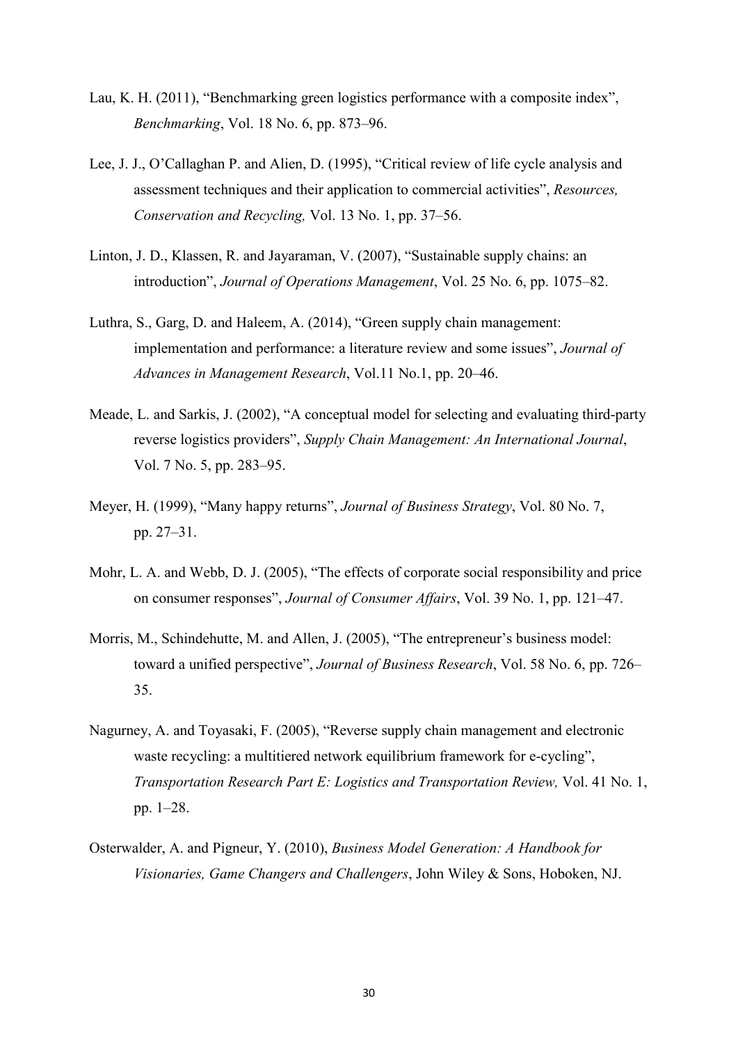Lau, K. H. (2011), "Benchmarking green logistics performance with a composite index", *Benchmarking*, Vol. 18 No. 6, pp. 873–96.

Lee, J. J., O'Callaghan P. and Alien, D. (1995), "Critical review of life cycle analysis and assessment techniques and their application to commercial activities", *Resources, Conservation and Recycling,* Vol. 13 No. 1, pp. 37–56.

Linton, J. D., Klassen, R. and Jayaraman, V. (2007), "Sustainable supply chains: an introduction", *Journal of Operations Management*, Vol. 25 No. 6, pp. 1075–82.

Luthra, S., Garg, D. and Haleem, A. (2014), "Green supply chain management: implementation and performance: a literature review and some issues", *Journal of Advances in Management Research*, Vol.11 No.1, pp. 20–46.

Meade, L. and Sarkis, J. (2002), "A conceptual model for selecting and evaluating third-party reverse logistics providers", *Supply Chain Management: An International Journal*, Vol. 7 No. 5, pp. 283–95.

Meyer, H. (1999), "Many happy returns", *Journal of Business Strategy*, Vol. 80 No. 7, pp. 27–31.

Mohr, L. A. and Webb, D. J. (2005), "The effects of corporate social responsibility and price on consumer responses", *Journal of Consumer Affairs*, Vol. 39 No. 1, pp. 121–47.

Morris, M., Schindehutte, M. and Allen, J. (2005), "The entrepreneur's business model: toward a unified perspective", *Journal of Business Research*, Vol. 58 No. 6, pp. 726–35.

Nagurney, A. and Toyasaki, F. (2005), "Reverse supply chain management and electronic waste recycling: a multitiered network equilibrium framework for e-cycling", *Transportation Research Part E: Logistics and Transportation Review,* Vol. 41 No. 1, pp. 1–28.

Osterwalder, A. and Pigneur, Y. (2010), *Business Model Generation: A Handbook for Visionaries, Game Changers and Challengers*, John Wiley & Sons, Hoboken, NJ.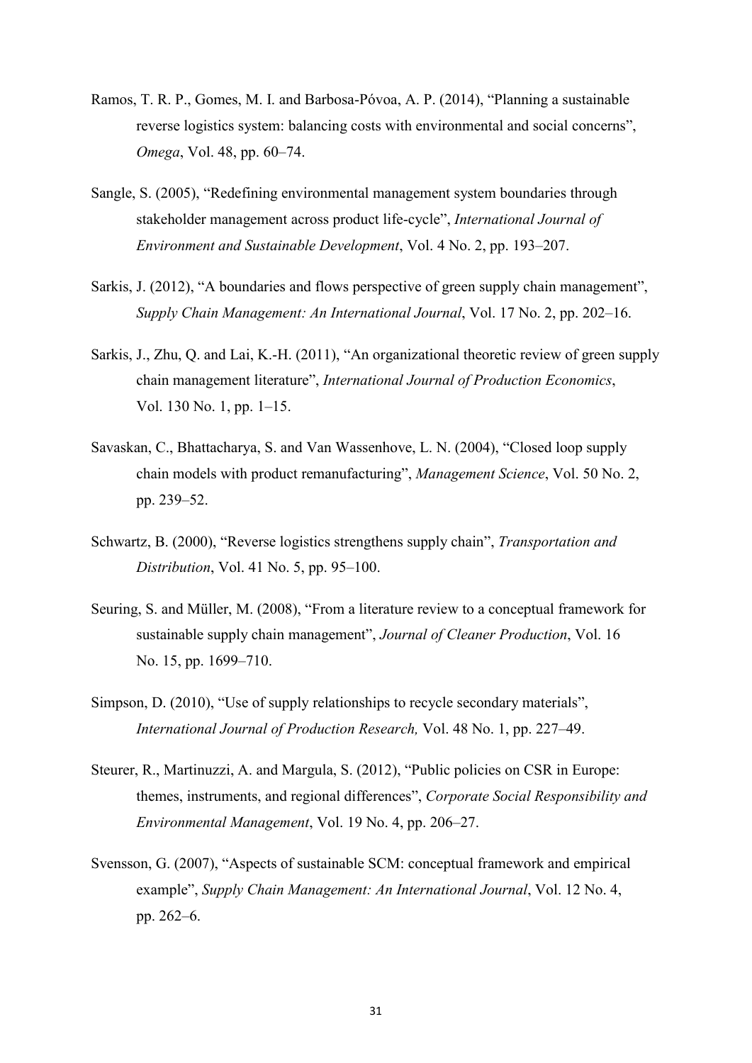Ramos, T. R. P., Gomes, M. I. and Barbosa-Póvoa, A. P. (2014), "Planning a sustainable reverse logistics system: balancing costs with environmental and social concerns", *Omega*, Vol. 48, pp. 60–74.

Sangle, S. (2005), "Redefining environmental management system boundaries through stakeholder management across product life-cycle", *International Journal of Environment and Sustainable Development*, Vol. 4 No. 2, pp. 193–207.

Sarkis, J. (2012), "A boundaries and flows perspective of green supply chain management", *Supply Chain Management: An International Journal*, Vol. 17 No. 2, pp. 202–16.

Sarkis, J., Zhu, Q. and Lai, K.-H. (2011), "An organizational theoretic review of green supply chain management literature", *International Journal of Production Economics*, Vol. 130 No. 1, pp. 1–15.

Savaskan, C., Bhattacharya, S. and Van Wassenhove, L. N. (2004), "Closed loop supply chain models with product remanufacturing", *Management Science*, Vol. 50 No. 2, pp. 239–52.

Schwartz, B. (2000), "Reverse logistics strengthens supply chain", *Transportation and Distribution*, Vol. 41 No. 5, pp. 95–100.

Seuring, S. and Müller, M. (2008), "From a literature review to a conceptual framework for sustainable supply chain management", *Journal of Cleaner Production*, Vol. 16 No. 15, pp. 1699–710.

Simpson, D. (2010), "Use of supply relationships to recycle secondary materials", *International Journal of Production Research,* Vol. 48 No. 1, pp. 227–49.

Steurer, R., Martinuzzi, A. and Margula, S. (2012), "Public policies on CSR in Europe: themes, instruments, and regional differences", *Corporate Social Responsibility and Environmental Management*, Vol. 19 No. 4, pp. 206–27.

Svensson, G. (2007), "Aspects of sustainable SCM: conceptual framework and empirical example", *Supply Chain Management: An International Journal*, Vol. 12 No. 4, pp. 262–6.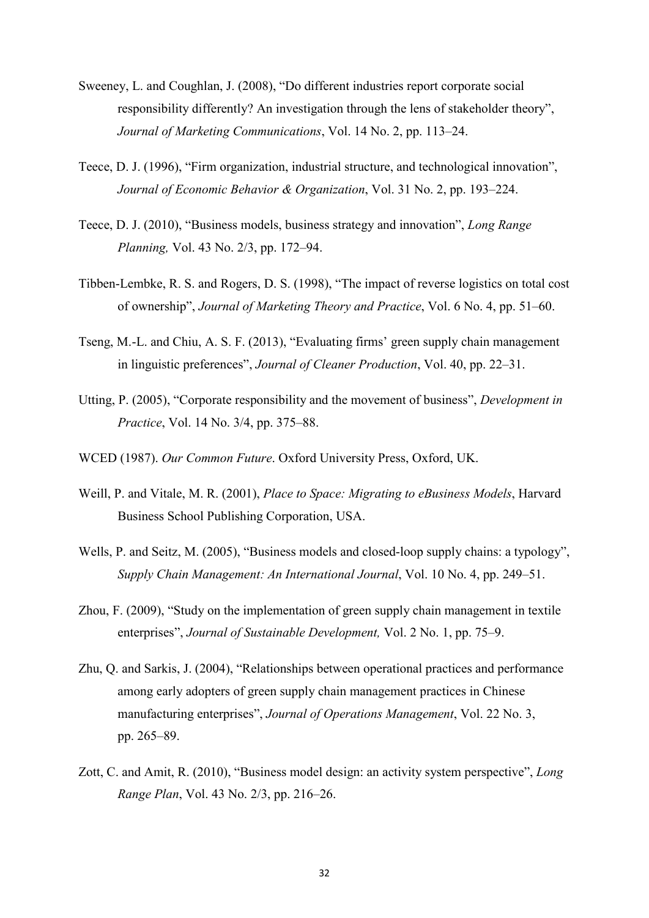Sweeney, L. and Coughlan, J. (2008), "Do different industries report corporate social responsibility differently? An investigation through the lens of stakeholder theory", *Journal of Marketing Communications*, Vol. 14 No. 2, pp. 113–24.

Teece, D. J. (1996), "Firm organization, industrial structure, and technological innovation", *Journal of Economic Behavior & Organization*, Vol. 31 No. 2, pp. 193–224.

Teece, D. J. (2010), "Business models, business strategy and innovation", *Long Range Planning,* Vol. 43 No. 2/3, pp. 172–94.

Tibben-Lembke, R. S. and Rogers, D. S. (1998), "The impact of reverse logistics on total cost of ownership", *Journal of Marketing Theory and Practice*, Vol. 6 No. 4, pp. 51–60.

Tseng, M.-L. and Chiu, A. S. F. (2013), "Evaluating firms' green supply chain management in linguistic preferences", *Journal of Cleaner Production*, Vol. 40, pp. 22–31.

Utting, P. (2005), "Corporate responsibility and the movement of business", *Development in Practice*, Vol. 14 No. 3/4, pp. 375–88.

WCED (1987). *Our Common Future*. Oxford University Press, Oxford, UK.

Weill, P. and Vitale, M. R. (2001), *Place to Space: Migrating to eBusiness Models*, Harvard Business School Publishing Corporation, USA.

Wells, P. and Seitz, M. (2005), "Business models and closed-loop supply chains: a typology", *Supply Chain Management: An International Journal*, Vol. 10 No. 4, pp. 249–51.

Zhou, F. (2009), "Study on the implementation of green supply chain management in textile enterprises", *Journal of Sustainable Development,* Vol. 2 No. 1, pp. 75–9.

Zhu, Q. and Sarkis, J. (2004), "Relationships between operational practices and performance among early adopters of green supply chain management practices in Chinese manufacturing enterprises", *Journal of Operations Management*, Vol. 22 No. 3, pp. 265–89.

Zott, C. and Amit, R. (2010), "Business model design: an activity system perspective", *Long Range Plan*, Vol. 43 No. 2/3, pp. 216–26.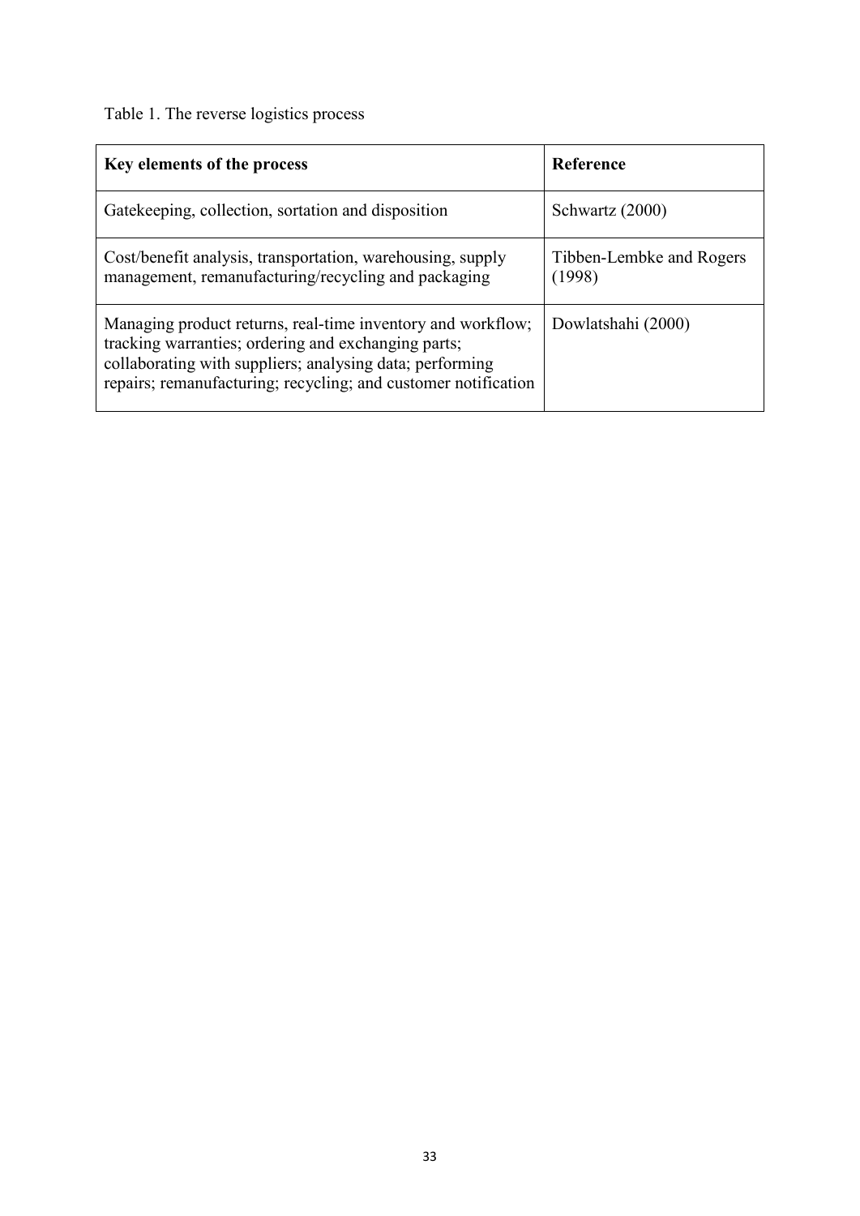Table 1. The reverse logistics process

| Key elements of the process | Reference |
| --- | --- |
| Gatekeeping, collection, sortation and disposition | Schwartz (2000) |
| Cost/benefit analysis, transportation, warehousing, supply management, remanufacturing/recycling and packaging | Tibben-Lembke and Rogers (1998) |
| Managing product returns, real-time inventory and workflow; tracking warranties; ordering and exchanging parts; collaborating with suppliers; analysing data; performing repairs; remanufacturing; recycling; and customer notification | Dowlatshahi (2000) |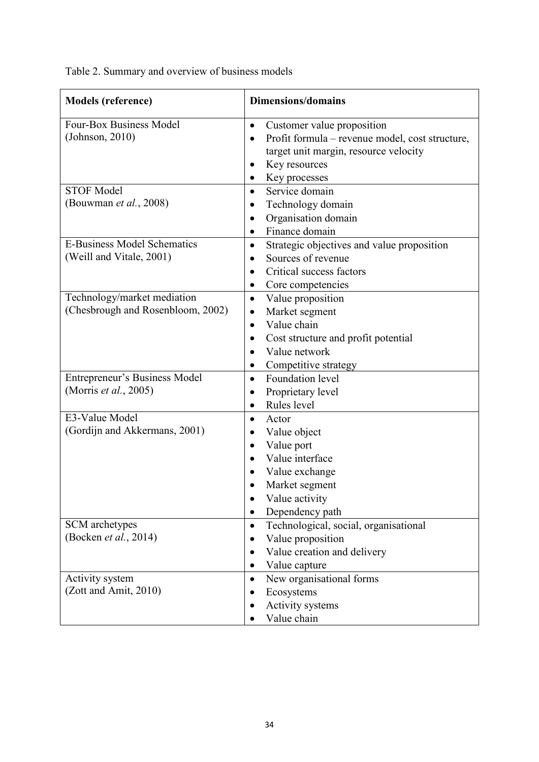Table 2. Summary and overview of business models

| Models (reference) | Dimensions/domains |
|---|---|
| Four-Box Business Model (Johnson, 2010) | • Customer value proposition<br>• Profit formula – revenue model, cost structure, target unit margin, resource velocity<br>• Key resources<br>• Key processes |
| STOF Model (Bouwman *et al.*, 2008) | • Service domain<br>• Technology domain<br>• Organisation domain<br>• Finance domain |
| E-Business Model Schematics (Weill and Vitale, 2001) | • Strategic objectives and value proposition<br>• Sources of revenue<br>• Critical success factors<br>• Core competencies |
| Technology/market mediation (Chesbrough and Rosenbloom, 2002) | • Value proposition<br>• Market segment<br>• Value chain<br>• Cost structure and profit potential<br>• Value network<br>• Competitive strategy |
| Entrepreneur's Business Model (Morris *et al.*, 2005) | • Foundation level<br>• Proprietary level<br>• Rules level |
| E3-Value Model (Gordijn and Akkermans, 2001) | • Actor<br>• Value object<br>• Value port<br>• Value interface<br>• Value exchange<br>• Market segment<br>• Value activity<br>• Dependency path |
| SCM archetypes (Bocken *et al.*, 2014) | • Technological, social, organisational<br>• Value proposition<br>• Value creation and delivery<br>• Value capture |
| Activity system (Zott and Amit, 2010) | • New organisational forms<br>• Ecosystems<br>• Activity systems<br>• Value chain |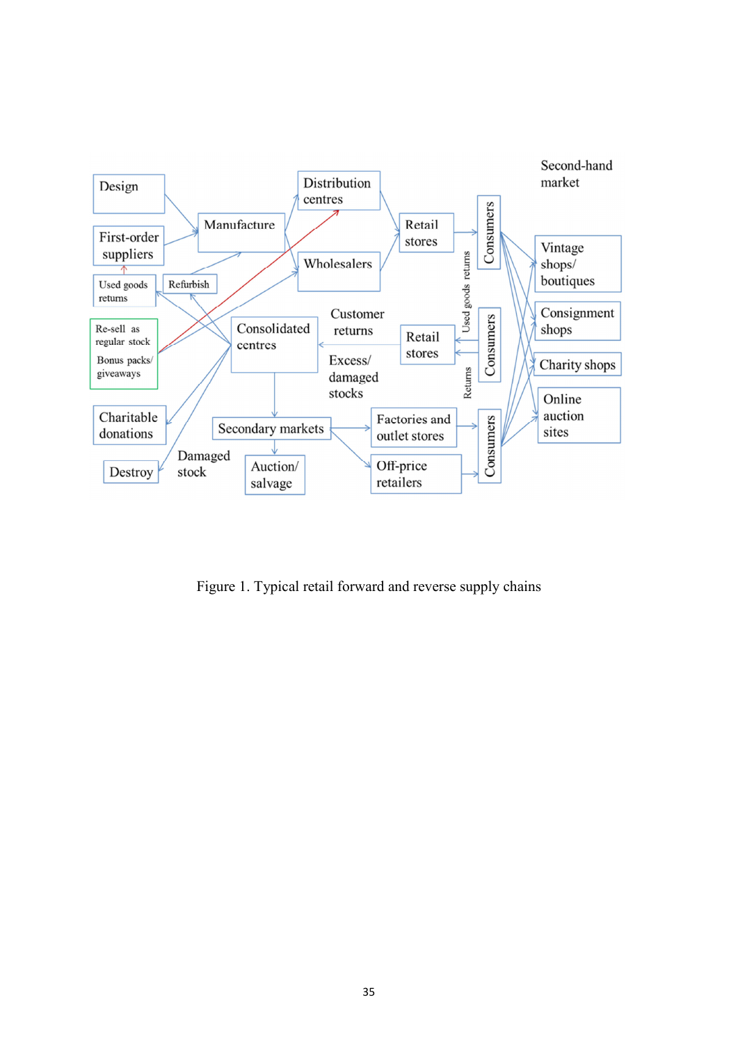Design

First-order suppliers

Used goods returns

Refurbish

Re-sell as regular stock

Bonus packs/ giveaways

Manufacture

Distribution centres

Wholesalers

Retail stores

Consumers

Second-hand market

Vintage shops/ boutiques

Consignment shops

Charity shops

Online auction sites

Used goods returns

Customer returns

Consolidated centres

Excess/ damaged stocks

Retail stores

Consumers

Returns

Charitable donations

Destroy

Damaged stock

Secondary markets

Auction/ salvage

Factories and outlet stores

Off-price retailers

Consumers

Figure 1. Typical retail forward and reverse supply chains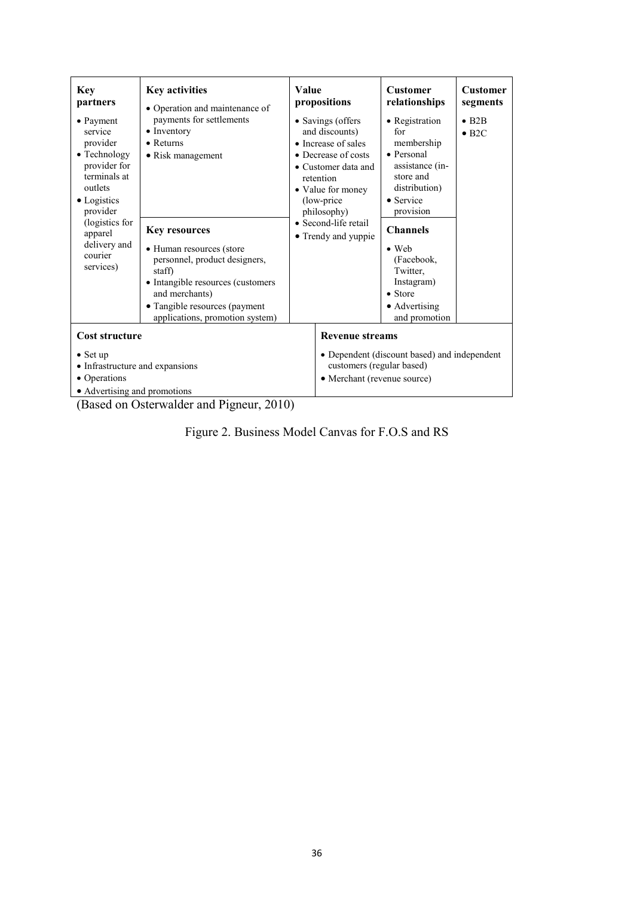| Key partners | Key activities | Value propositions | Customer relationships | Customer segments |
|---|---|---|---|---|
| • Payment service provider<br>• Technology provider for terminals at outlets<br>• Logistics provider (logistics for apparel delivery and courier services) | • Operation and maintenance of payments for settlements<br>• Inventory<br>• Returns<br>• Risk management | • Savings (offers and discounts)<br>• Increase of sales<br>• Decrease of costs<br>• Customer data and retention<br>• Value for money (low-price philosophy)<br>• Second-life retail<br>• Trendy and yuppie | • Registration for membership<br>• Personal assistance (in-store and distribution)<br>• Service provision | • B2B<br>• B2C |
| | **Key resources** | | **Channels** | |
| | • Human resources (store personnel, product designers, staff)<br>• Intangible resources (customers and merchants)<br>• Tangible resources (payment applications, promotion system) | | • Web (Facebook, Twitter, Instagram)<br>• Store<br>• Advertising and promotion | |
| **Cost structure** | | | **Revenue streams** | |
| • Set up<br>• Infrastructure and expansions<br>• Operations<br>• Advertising and promotions | | | • Dependent (discount based) and independent customers (regular based)<br>• Merchant (revenue source) | |

(Based on Osterwalder and Pigneur, 2010)

Figure 2. Business Model Canvas for F.O.S and RS